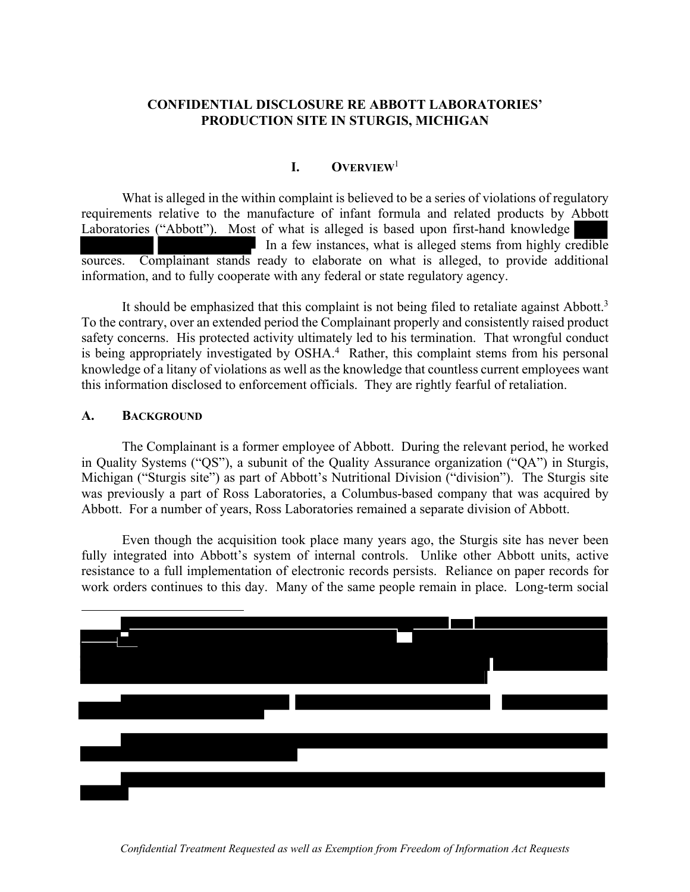# CONFIDENTIAL DISCLOSURE RE ABBOTT LABORATORIES' PRODUCTION SITE IN STURGIS, MICHIGAN

## I. OVERVIEW[1]

What is alleged in the within complaint is believed to be a series of violations of regulatory requirements relative to the manufacture of infant formula and related products by Abbott Laboratories ("Abbott"). Most of what is alleged is based upon first-hand knowledge [REDACTED]. In a few instances, what is alleged stems from highly credible sources. Complainant stands ready to elaborate on what is alleged, to provide additional information, and to fully cooperate with any federal or state regulatory agency.

It should be emphasized that this complaint is not being filed to retaliate against Abbott.[3] To the contrary, over an extended period the Complainant properly and consistently raised product safety concerns. His protected activity ultimately led to his termination. That wrongful conduct is being appropriately investigated by OSHA.[4] Rather, this complaint stems from his personal knowledge of a litany of violations as well as the knowledge that countless current employees want this information disclosed to enforcement officials. They are rightly fearful of retaliation.

### A. BACKGROUND

The Complainant is a former employee of Abbott. During the relevant period, he worked in Quality Systems ("QS"), a subunit of the Quality Assurance organization ("QA") in Sturgis, Michigan ("Sturgis site") as part of Abbott's Nutritional Division ("division"). The Sturgis site was previously a part of Ross Laboratories, a Columbus-based company that was acquired by Abbott. For a number of years, Ross Laboratories remained a separate division of Abbott.

Even though the acquisition took place many years ago, the Sturgis site has never been fully integrated into Abbott's system of internal controls. Unlike other Abbott units, active resistance to a full implementation of electronic records persists. Reliance on paper records for work orders continues to this day. Many of the same people remain in place. Long-term social

---

[REDACTED FOOTNOTES]

*Confidential Treatment Requested as well as Exemption from Freedom of Information Act Requests*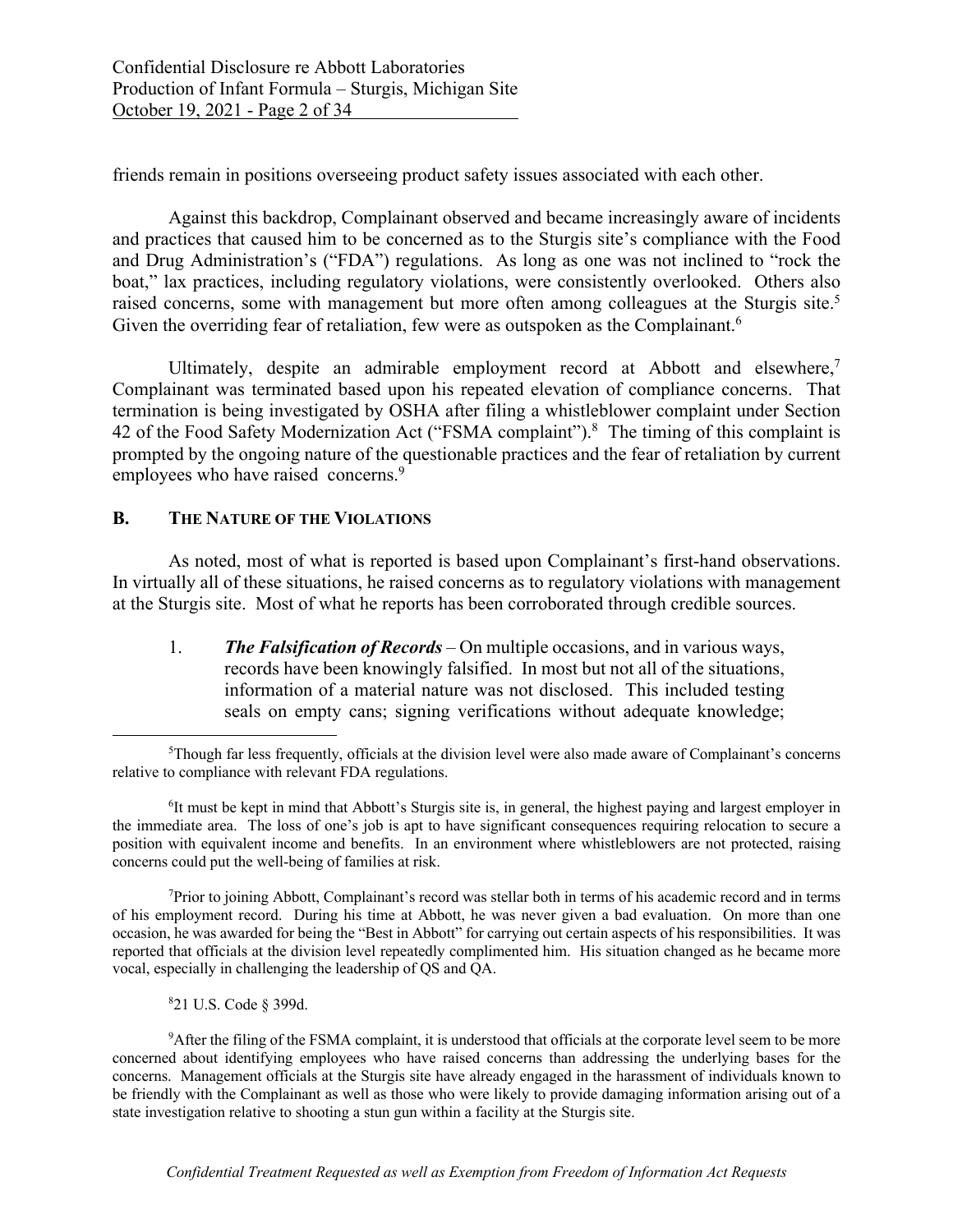friends remain in positions overseeing product safety issues associated with each other.

Against this backdrop, Complainant observed and became increasingly aware of incidents and practices that caused him to be concerned as to the Sturgis site's compliance with the Food and Drug Administration's ("FDA") regulations. As long as one was not inclined to "rock the boat," lax practices, including regulatory violations, were consistently overlooked. Others also raised concerns, some with management but more often among colleagues at the Sturgis site.[5] Given the overriding fear of retaliation, few were as outspoken as the Complainant.[6]

Ultimately, despite an admirable employment record at Abbott and elsewhere,[7] Complainant was terminated based upon his repeated elevation of compliance concerns. That termination is being investigated by OSHA after filing a whistleblower complaint under Section 42 of the Food Safety Modernization Act ("FSMA complaint").[8] The timing of this complaint is prompted by the ongoing nature of the questionable practices and the fear of retaliation by current employees who have raised concerns.[9]

## B. THE NATURE OF THE VIOLATIONS

As noted, most of what is reported is based upon Complainant's first-hand observations. In virtually all of these situations, he raised concerns as to regulatory violations with management at the Sturgis site. Most of what he reports has been corroborated through credible sources.

1. ***The Falsification of Records*** – On multiple occasions, and in various ways, records have been knowingly falsified. In most but not all of the situations, information of a material nature was not disclosed. This included testing seals on empty cans; signing verifications without adequate knowledge;

---

[5]Though far less frequently, officials at the division level were also made aware of Complainant's concerns relative to compliance with relevant FDA regulations.

[6]It must be kept in mind that Abbott's Sturgis site is, in general, the highest paying and largest employer in the immediate area. The loss of one's job is apt to have significant consequences requiring relocation to secure a position with equivalent income and benefits. In an environment where whistleblowers are not protected, raising concerns could put the well-being of families at risk.

[7]Prior to joining Abbott, Complainant's record was stellar both in terms of his academic record and in terms of his employment record. During his time at Abbott, he was never given a bad evaluation. On more than one occasion, he was awarded for being the "Best in Abbott" for carrying out certain aspects of his responsibilities. It was reported that officials at the division level repeatedly complimented him. His situation changed as he became more vocal, especially in challenging the leadership of QS and QA.

[8]21 U.S. Code § 399d.

[9]After the filing of the FSMA complaint, it is understood that officials at the corporate level seem to be more concerned about identifying employees who have raised concerns than addressing the underlying bases for the concerns. Management officials at the Sturgis site have already engaged in the harassment of individuals known to be friendly with the Complainant as well as those who were likely to provide damaging information arising out of a state investigation relative to shooting a stun gun within a facility at the Sturgis site.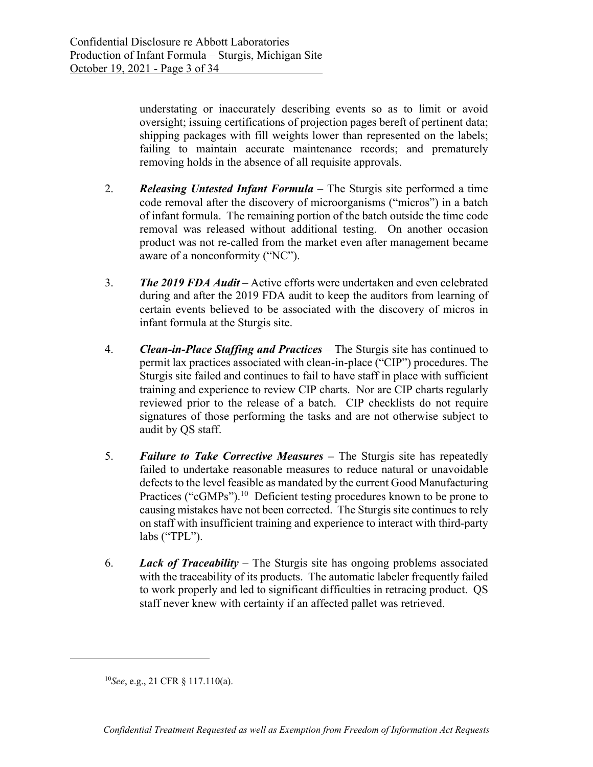understating or inaccurately describing events so as to limit or avoid oversight; issuing certifications of projection pages bereft of pertinent data; shipping packages with fill weights lower than represented on the labels; failing to maintain accurate maintenance records; and prematurely removing holds in the absence of all requisite approvals.

2. ***Releasing Untested Infant Formula*** – The Sturgis site performed a time code removal after the discovery of microorganisms ("micros") in a batch of infant formula. The remaining portion of the batch outside the time code removal was released without additional testing. On another occasion product was not re-called from the market even after management became aware of a nonconformity ("NC").

3. ***The 2019 FDA Audit*** – Active efforts were undertaken and even celebrated during and after the 2019 FDA audit to keep the auditors from learning of certain events believed to be associated with the discovery of micros in infant formula at the Sturgis site.

4. ***Clean-in-Place Staffing and Practices*** – The Sturgis site has continued to permit lax practices associated with clean-in-place ("CIP") procedures. The Sturgis site failed and continues to fail to have staff in place with sufficient training and experience to review CIP charts. Nor are CIP charts regularly reviewed prior to the release of a batch. CIP checklists do not require signatures of those performing the tasks and are not otherwise subject to audit by QS staff.

5. ***Failure to Take Corrective Measures*** **–** The Sturgis site has repeatedly failed to undertake reasonable measures to reduce natural or unavoidable defects to the level feasible as mandated by the current Good Manufacturing Practices ("cGMPs").[10] Deficient testing procedures known to be prone to causing mistakes have not been corrected. The Sturgis site continues to rely on staff with insufficient training and experience to interact with third-party labs ("TPL").

6. ***Lack of Traceability*** – The Sturgis site has ongoing problems associated with the traceability of its products. The automatic labeler frequently failed to work properly and led to significant difficulties in retracing product. QS staff never knew with certainty if an affected pallet was retrieved.

---

[10] *See*, e.g., 21 CFR § 117.110(a).

*Confidential Treatment Requested as well as Exemption from Freedom of Information Act Requests*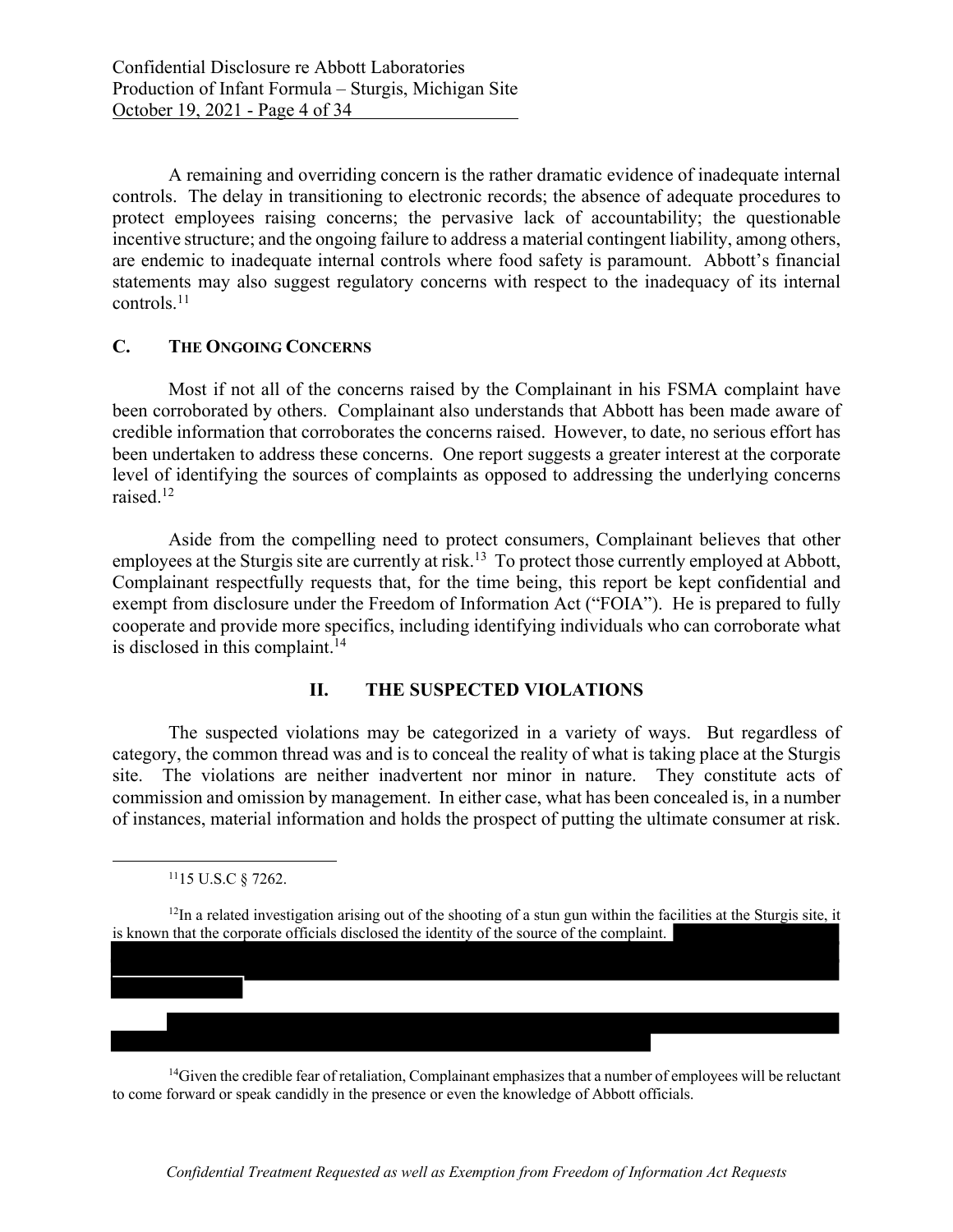A remaining and overriding concern is the rather dramatic evidence of inadequate internal controls. The delay in transitioning to electronic records; the absence of adequate procedures to protect employees raising concerns; the pervasive lack of accountability; the questionable incentive structure; and the ongoing failure to address a material contingent liability, among others, are endemic to inadequate internal controls where food safety is paramount. Abbott's financial statements may also suggest regulatory concerns with respect to the inadequacy of its internal controls.[11]

### C. The Ongoing Concerns

Most if not all of the concerns raised by the Complainant in his FSMA complaint have been corroborated by others. Complainant also understands that Abbott has been made aware of credible information that corroborates the concerns raised. However, to date, no serious effort has been undertaken to address these concerns. One report suggests a greater interest at the corporate level of identifying the sources of complaints as opposed to addressing the underlying concerns raised.[12]

Aside from the compelling need to protect consumers, Complainant believes that other employees at the Sturgis site are currently at risk.[13] To protect those currently employed at Abbott, Complainant respectfully requests that, for the time being, this report be kept confidential and exempt from disclosure under the Freedom of Information Act ("FOIA"). He is prepared to fully cooperate and provide more specifics, including identifying individuals who can corroborate what is disclosed in this complaint.[14]

## II. THE SUSPECTED VIOLATIONS

The suspected violations may be categorized in a variety of ways. But regardless of category, the common thread was and is to conceal the reality of what is taking place at the Sturgis site. The violations are neither inadvertent nor minor in nature. They constitute acts of commission and omission by management. In either case, what has been concealed is, in a number of instances, material information and holds the prospect of putting the ultimate consumer at risk.

---

[11] 15 U.S.C § 7262.

[12] In a related investigation arising out of the shooting of a stun gun within the facilities at the Sturgis site, it is known that the corporate officials disclosed the identity of the source of the complaint. [REDACTED]

[13] [REDACTED]

[14] Given the credible fear of retaliation, Complainant emphasizes that a number of employees will be reluctant to come forward or speak candidly in the presence or even the knowledge of Abbott officials.

*Confidential Treatment Requested as well as Exemption from Freedom of Information Act Requests*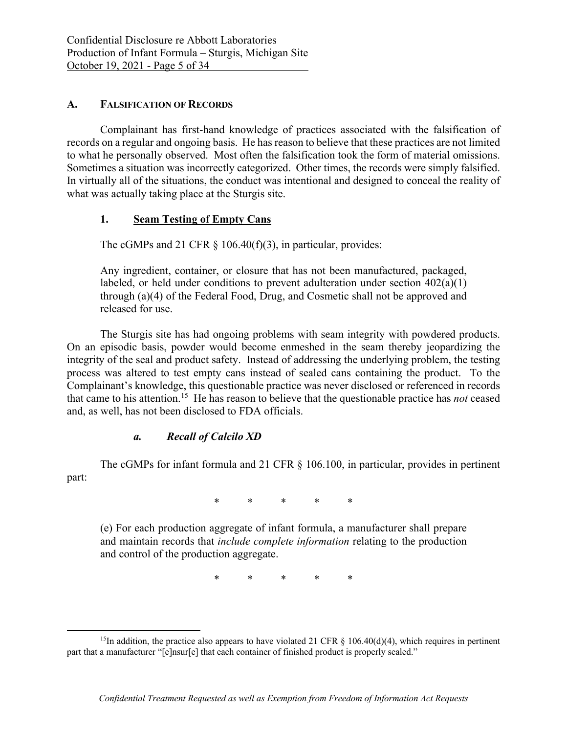### A. FALSIFICATION OF RECORDS

Complainant has first-hand knowledge of practices associated with the falsification of records on a regular and ongoing basis. He has reason to believe that these practices are not limited to what he personally observed. Most often the falsification took the form of material omissions. Sometimes a situation was incorrectly categorized. Other times, the records were simply falsified. In virtually all of the situations, the conduct was intentional and designed to conceal the reality of what was actually taking place at the Sturgis site.

#### 1. Seam Testing of Empty Cans

The cGMPs and 21 CFR § 106.40(f)(3), in particular, provides:

> Any ingredient, container, or closure that has not been manufactured, packaged, labeled, or held under conditions to prevent adulteration under section 402(a)(1) through (a)(4) of the Federal Food, Drug, and Cosmetic shall not be approved and released for use.

The Sturgis site has had ongoing problems with seam integrity with powdered products. On an episodic basis, powder would become enmeshed in the seam thereby jeopardizing the integrity of the seal and product safety. Instead of addressing the underlying problem, the testing process was altered to test empty cans instead of sealed cans containing the product. To the Complainant's knowledge, this questionable practice was never disclosed or referenced in records that came to his attention.[15] He has reason to believe that the questionable practice has *not* ceased and, as well, has not been disclosed to FDA officials.

##### *a. Recall of Calcilo XD*

The cGMPs for infant formula and 21 CFR § 106.100, in particular, provides in pertinent part:

> \* \* \* \* \*
>
> (e) For each production aggregate of infant formula, a manufacturer shall prepare and maintain records that *include complete information* relating to the production and control of the production aggregate.
>
> \* \* \* \* \*

---

[15] In addition, the practice also appears to have violated 21 CFR § 106.40(d)(4), which requires in pertinent part that a manufacturer "[e]nsur[e] that each container of finished product is properly sealed."

*Confidential Treatment Requested as well as Exemption from Freedom of Information Act Requests*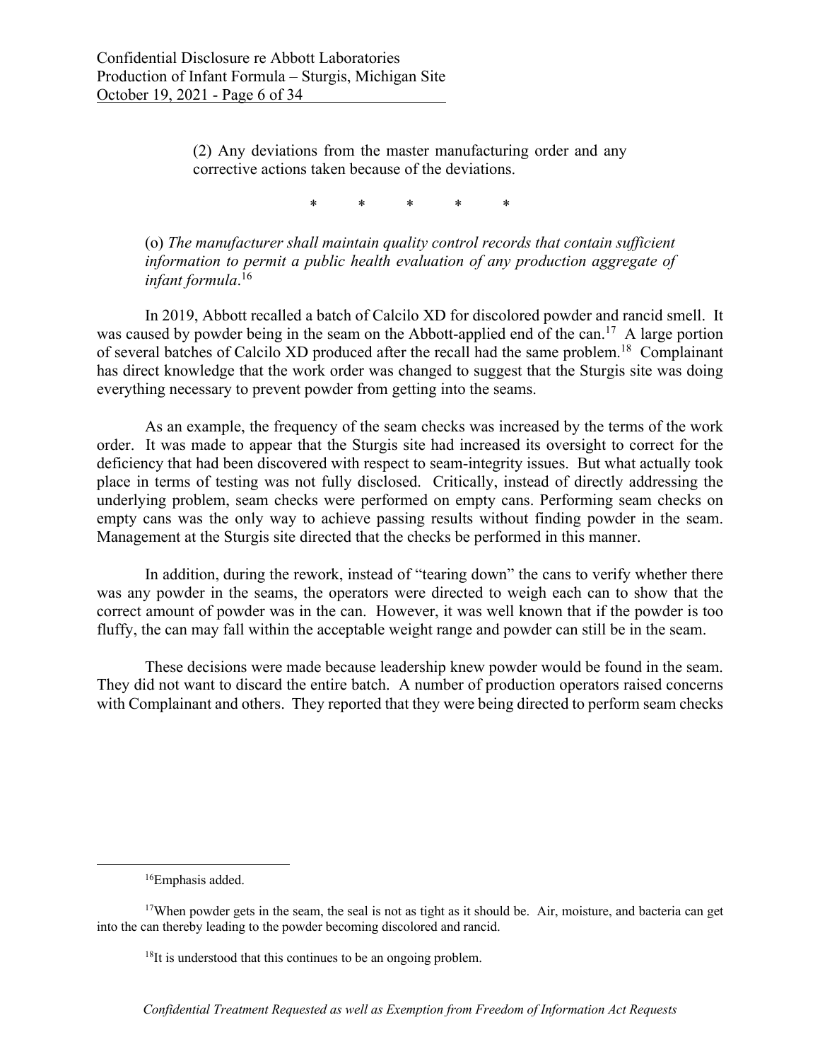(2) Any deviations from the master manufacturing order and any corrective actions taken because of the deviations.

\* \* \* \* \*

(o) *The manufacturer shall maintain quality control records that contain sufficient information to permit a public health evaluation of any production aggregate of infant formula*.[16]

In 2019, Abbott recalled a batch of Calcilo XD for discolored powder and rancid smell. It was caused by powder being in the seam on the Abbott-applied end of the can.[17] A large portion of several batches of Calcilo XD produced after the recall had the same problem.[18] Complainant has direct knowledge that the work order was changed to suggest that the Sturgis site was doing everything necessary to prevent powder from getting into the seams.

As an example, the frequency of the seam checks was increased by the terms of the work order. It was made to appear that the Sturgis site had increased its oversight to correct for the deficiency that had been discovered with respect to seam-integrity issues. But what actually took place in terms of testing was not fully disclosed. Critically, instead of directly addressing the underlying problem, seam checks were performed on empty cans. Performing seam checks on empty cans was the only way to achieve passing results without finding powder in the seam. Management at the Sturgis site directed that the checks be performed in this manner.

In addition, during the rework, instead of "tearing down" the cans to verify whether there was any powder in the seams, the operators were directed to weigh each can to show that the correct amount of powder was in the can. However, it was well known that if the powder is too fluffy, the can may fall within the acceptable weight range and powder can still be in the seam.

These decisions were made because leadership knew powder would be found in the seam. They did not want to discard the entire batch. A number of production operators raised concerns with Complainant and others. They reported that they were being directed to perform seam checks

---

[16] Emphasis added.

[17] When powder gets in the seam, the seal is not as tight as it should be. Air, moisture, and bacteria can get into the can thereby leading to the powder becoming discolored and rancid.

[18] It is understood that this continues to be an ongoing problem.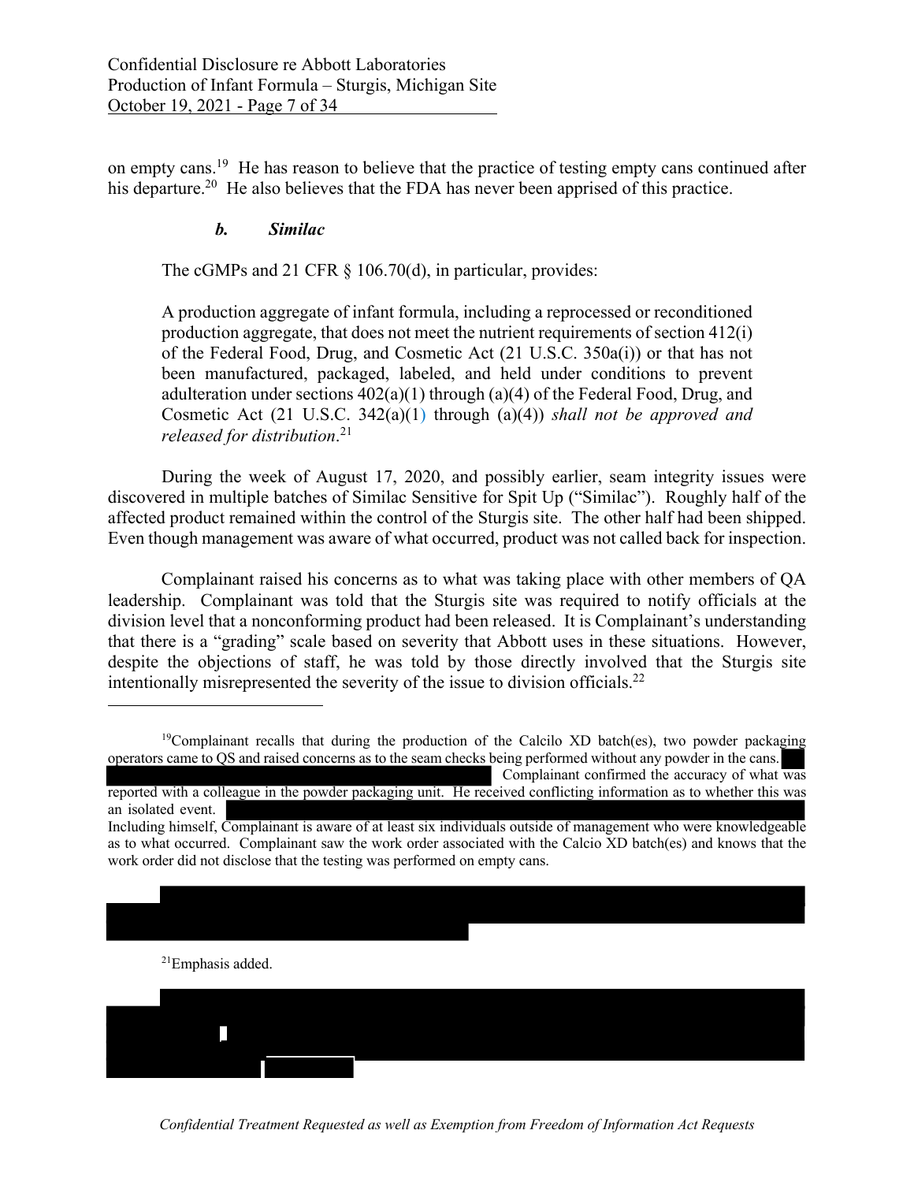on empty cans.[19] He has reason to believe that the practice of testing empty cans continued after his departure.[20] He also believes that the FDA has never been apprised of this practice.

### *b. Similac*

The cGMPs and 21 CFR § 106.70(d), in particular, provides:

> A production aggregate of infant formula, including a reprocessed or reconditioned production aggregate, that does not meet the nutrient requirements of section 412(i) of the Federal Food, Drug, and Cosmetic Act (21 U.S.C. 350a(i)) or that has not been manufactured, packaged, labeled, and held under conditions to prevent adulteration under sections 402(a)(1) through (a)(4) of the Federal Food, Drug, and Cosmetic Act (21 U.S.C. 342(a)(1) through (a)(4)) *shall not be approved and released for distribution*.[21]

During the week of August 17, 2020, and possibly earlier, seam integrity issues were discovered in multiple batches of Similac Sensitive for Spit Up ("Similac"). Roughly half of the affected product remained within the control of the Sturgis site. The other half had been shipped. Even though management was aware of what occurred, product was not called back for inspection.

Complainant raised his concerns as to what was taking place with other members of QA leadership. Complainant was told that the Sturgis site was required to notify officials at the division level that a nonconforming product had been released. It is Complainant's understanding that there is a "grading" scale based on severity that Abbott uses in these situations. However, despite the objections of staff, he was told by those directly involved that the Sturgis site intentionally misrepresented the severity of the issue to division officials.[22]

---

[19] Complainant recalls that during the production of the Calcilo XD batch(es), two powder packaging operators came to QS and raised concerns as to the seam checks being performed without any powder in the cans. [REDACTED] Complainant confirmed the accuracy of what was reported with a colleague in the powder packaging unit. He received conflicting information as to whether this was an isolated event. [REDACTED] Including himself, Complainant is aware of at least six individuals outside of management who were knowledgeable as to what occurred. Complainant saw the work order associated with the Calcio XD batch(es) and knows that the work order did not disclose that the testing was performed on empty cans.

[20] [REDACTED]

[21] Emphasis added.

[22] [REDACTED]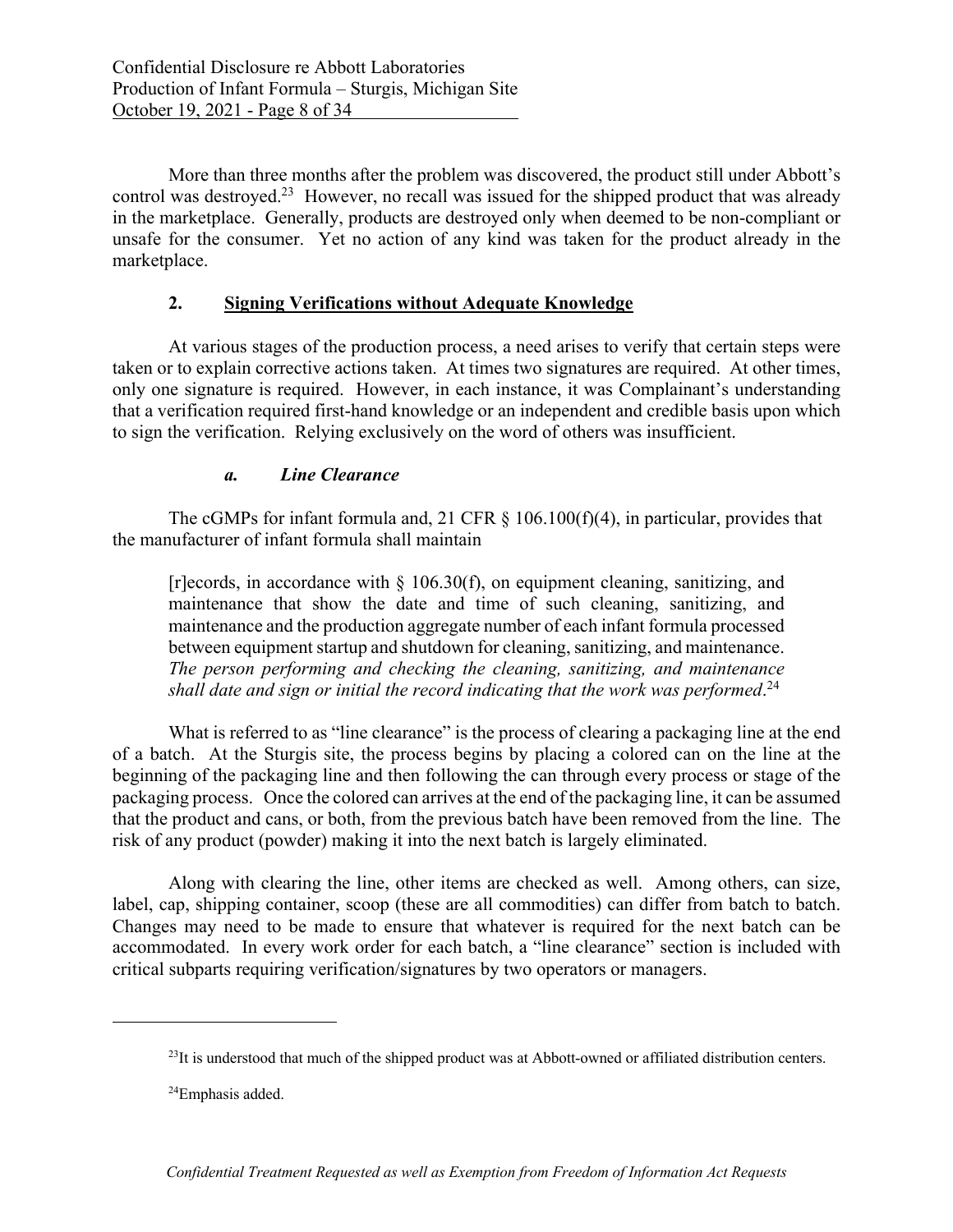More than three months after the problem was discovered, the product still under Abbott's control was destroyed.[23] However, no recall was issued for the shipped product that was already in the marketplace. Generally, products are destroyed only when deemed to be non-compliant or unsafe for the consumer. Yet no action of any kind was taken for the product already in the marketplace.

## 2. **Signing Verifications without Adequate Knowledge**

At various stages of the production process, a need arises to verify that certain steps were taken or to explain corrective actions taken. At times two signatures are required. At other times, only one signature is required. However, in each instance, it was Complainant's understanding that a verification required first-hand knowledge or an independent and credible basis upon which to sign the verification. Relying exclusively on the word of others was insufficient.

### ***a. Line Clearance***

The cGMPs for infant formula and, 21 CFR § 106.100(f)(4), in particular, provides that the manufacturer of infant formula shall maintain

> [r]ecords, in accordance with § 106.30(f), on equipment cleaning, sanitizing, and maintenance that show the date and time of such cleaning, sanitizing, and maintenance and the production aggregate number of each infant formula processed between equipment startup and shutdown for cleaning, sanitizing, and maintenance. *The person performing and checking the cleaning, sanitizing, and maintenance shall date and sign or initial the record indicating that the work was performed*.[24]

What is referred to as "line clearance" is the process of clearing a packaging line at the end of a batch. At the Sturgis site, the process begins by placing a colored can on the line at the beginning of the packaging line and then following the can through every process or stage of the packaging process. Once the colored can arrives at the end of the packaging line, it can be assumed that the product and cans, or both, from the previous batch have been removed from the line. The risk of any product (powder) making it into the next batch is largely eliminated.

Along with clearing the line, other items are checked as well. Among others, can size, label, cap, shipping container, scoop (these are all commodities) can differ from batch to batch. Changes may need to be made to ensure that whatever is required for the next batch can be accommodated. In every work order for each batch, a "line clearance" section is included with critical subparts requiring verification/signatures by two operators or managers.

---

[23] It is understood that much of the shipped product was at Abbott-owned or affiliated distribution centers.

[24] Emphasis added.

*Confidential Treatment Requested as well as Exemption from Freedom of Information Act Requests*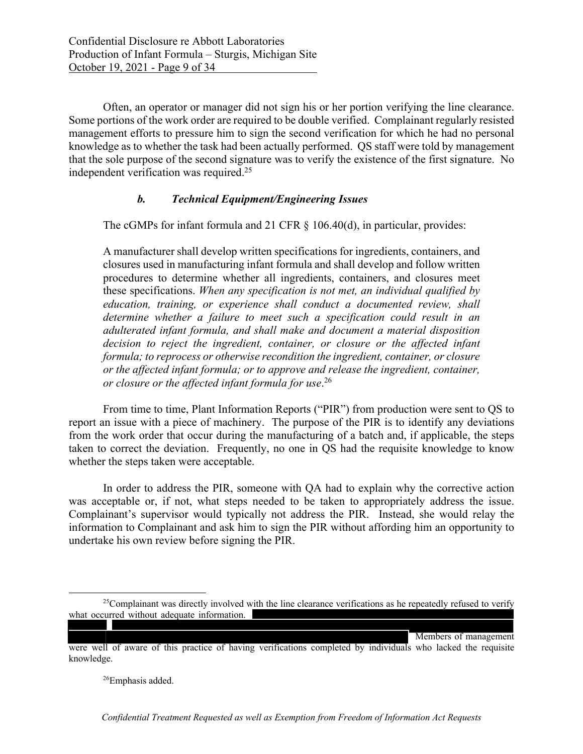Often, an operator or manager did not sign his or her portion verifying the line clearance. Some portions of the work order are required to be double verified. Complainant regularly resisted management efforts to pressure him to sign the second verification for which he had no personal knowledge as to whether the task had been actually performed. QS staff were told by management that the sole purpose of the second signature was to verify the existence of the first signature. No independent verification was required.[25]

### *b. Technical Equipment/Engineering Issues*

The cGMPs for infant formula and 21 CFR § 106.40(d), in particular, provides:

> A manufacturer shall develop written specifications for ingredients, containers, and closures used in manufacturing infant formula and shall develop and follow written procedures to determine whether all ingredients, containers, and closures meet these specifications. *When any specification is not met, an individual qualified by education, training, or experience shall conduct a documented review, shall determine whether a failure to meet such a specification could result in an adulterated infant formula, and shall make and document a material disposition decision to reject the ingredient, container, or closure or the affected infant formula; to reprocess or otherwise recondition the ingredient, container, or closure or the affected infant formula; or to approve and release the ingredient, container, or closure or the affected infant formula for use*.[26]

From time to time, Plant Information Reports ("PIR") from production were sent to QS to report an issue with a piece of machinery. The purpose of the PIR is to identify any deviations from the work order that occur during the manufacturing of a batch and, if applicable, the steps taken to correct the deviation. Frequently, no one in QS had the requisite knowledge to know whether the steps taken were acceptable.

In order to address the PIR, someone with QA had to explain why the corrective action was acceptable or, if not, what steps needed to be taken to appropriately address the issue. Complainant's supervisor would typically not address the PIR. Instead, she would relay the information to Complainant and ask him to sign the PIR without affording him an opportunity to undertake his own review before signing the PIR.

---

[25] Complainant was directly involved with the line clearance verifications as he repeatedly refused to verify what occurred without adequate information. [REDACTED] Members of management were well of aware of this practice of having verifications completed by individuals who lacked the requisite knowledge.

[26] Emphasis added.

*Confidential Treatment Requested as well as Exemption from Freedom of Information Act Requests*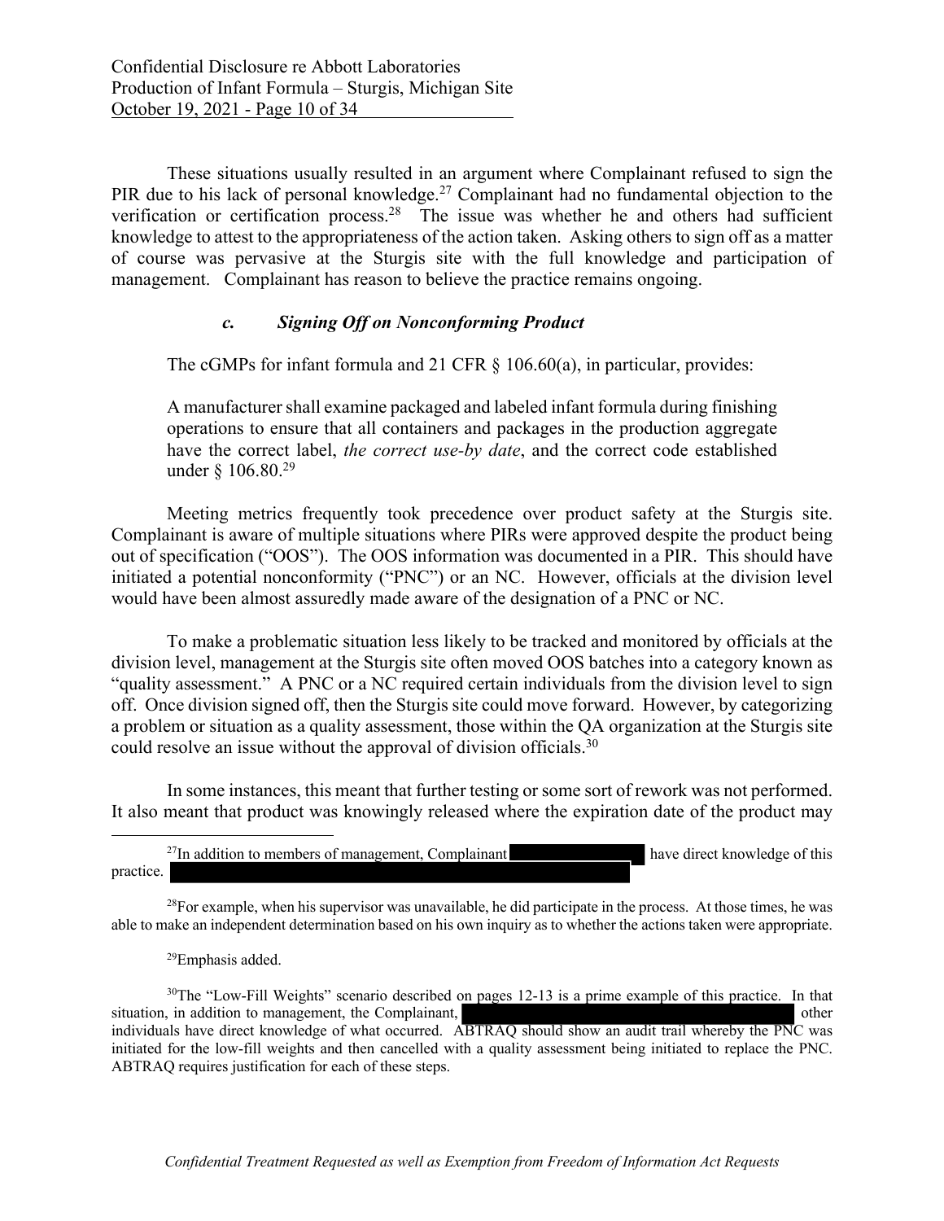These situations usually resulted in an argument where Complainant refused to sign the PIR due to his lack of personal knowledge.[27] Complainant had no fundamental objection to the verification or certification process.[28] The issue was whether he and others had sufficient knowledge to attest to the appropriateness of the action taken. Asking others to sign off as a matter of course was pervasive at the Sturgis site with the full knowledge and participation of management. Complainant has reason to believe the practice remains ongoing.

### *c. Signing Off on Nonconforming Product*

The cGMPs for infant formula and 21 CFR § 106.60(a), in particular, provides:

> A manufacturer shall examine packaged and labeled infant formula during finishing operations to ensure that all containers and packages in the production aggregate have the correct label, *the correct use-by date*, and the correct code established under § 106.80.[29]

Meeting metrics frequently took precedence over product safety at the Sturgis site. Complainant is aware of multiple situations where PIRs were approved despite the product being out of specification ("OOS"). The OOS information was documented in a PIR. This should have initiated a potential nonconformity ("PNC") or an NC. However, officials at the division level would have been almost assuredly made aware of the designation of a PNC or NC.

To make a problematic situation less likely to be tracked and monitored by officials at the division level, management at the Sturgis site often moved OOS batches into a category known as "quality assessment." A PNC or a NC required certain individuals from the division level to sign off. Once division signed off, then the Sturgis site could move forward. However, by categorizing a problem or situation as a quality assessment, those within the QA organization at the Sturgis site could resolve an issue without the approval of division officials.[30]

In some instances, this meant that further testing or some sort of rework was not performed. It also meant that product was knowingly released where the expiration date of the product may

---

[27] In addition to members of management, Complainant [REDACTED] have direct knowledge of this practice. [REDACTED]

[28] For example, when his supervisor was unavailable, he did participate in the process. At those times, he was able to make an independent determination based on his own inquiry as to whether the actions taken were appropriate.

[29] Emphasis added.

[30] The "Low-Fill Weights" scenario described on pages 12-13 is a prime example of this practice. In that situation, in addition to management, the Complainant, [REDACTED] other individuals have direct knowledge of what occurred. ABTRAQ should show an audit trail whereby the PNC was initiated for the low-fill weights and then cancelled with a quality assessment being initiated to replace the PNC. ABTRAQ requires justification for each of these steps.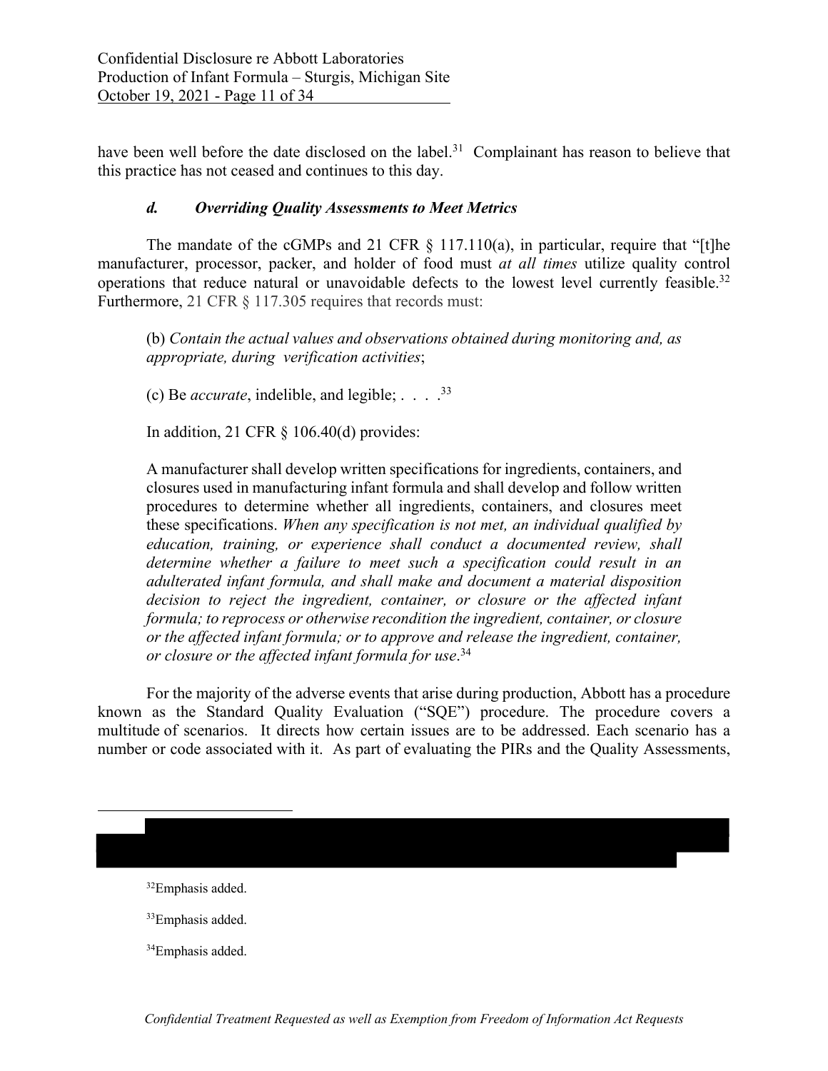have been well before the date disclosed on the label.[31] Complainant has reason to believe that this practice has not ceased and continues to this day.

### *d. Overriding Quality Assessments to Meet Metrics*

The mandate of the cGMPs and 21 CFR § 117.110(a), in particular, require that "[t]he manufacturer, processor, packer, and holder of food must *at all times* utilize quality control operations that reduce natural or unavoidable defects to the lowest level currently feasible.[32] Furthermore, 21 CFR § 117.305 requires that records must:

> (b) *Contain the actual values and observations obtained during monitoring and, as appropriate, during verification activities*;
>
> (c) Be *accurate*, indelible, and legible; . . . .[33]

In addition, 21 CFR § 106.40(d) provides:

> A manufacturer shall develop written specifications for ingredients, containers, and closures used in manufacturing infant formula and shall develop and follow written procedures to determine whether all ingredients, containers, and closures meet these specifications. *When any specification is not met, an individual qualified by education, training, or experience shall conduct a documented review, shall determine whether a failure to meet such a specification could result in an adulterated infant formula, and shall make and document a material disposition decision to reject the ingredient, container, or closure or the affected infant formula; to reprocess or otherwise recondition the ingredient, container, or closure or the affected infant formula; or to approve and release the ingredient, container, or closure or the affected infant formula for use*.[34]

For the majority of the adverse events that arise during production, Abbott has a procedure known as the Standard Quality Evaluation ("SQE") procedure. The procedure covers a multitude of scenarios. It directs how certain issues are to be addressed. Each scenario has a number or code associated with it. As part of evaluating the PIRs and the Quality Assessments,

---

[32] Emphasis added.

[33] Emphasis added.

[34] Emphasis added.

*Confidential Treatment Requested as well as Exemption from Freedom of Information Act Requests*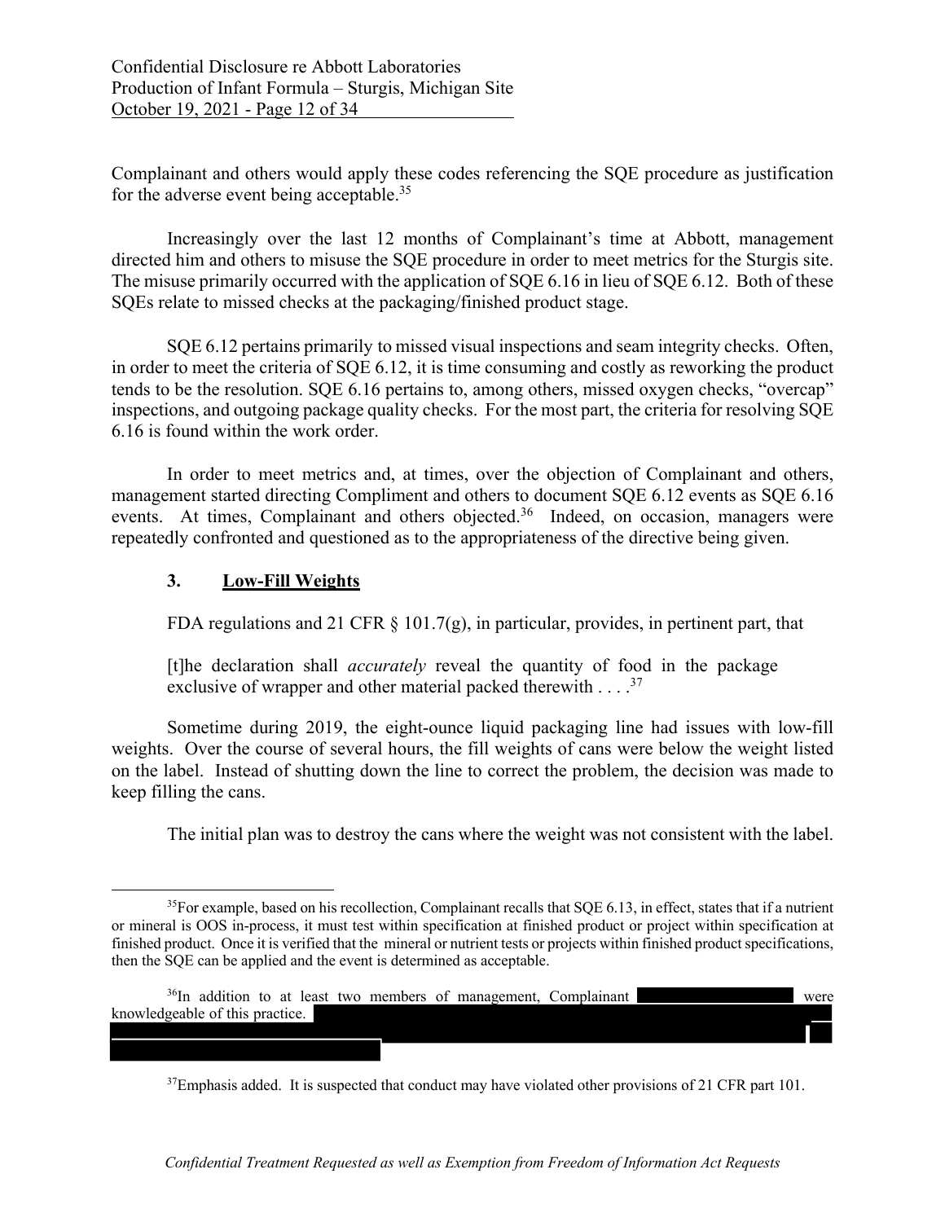Complainant and others would apply these codes referencing the SQE procedure as justification for the adverse event being acceptable.[35]

Increasingly over the last 12 months of Complainant's time at Abbott, management directed him and others to misuse the SQE procedure in order to meet metrics for the Sturgis site. The misuse primarily occurred with the application of SQE 6.16 in lieu of SQE 6.12. Both of these SQEs relate to missed checks at the packaging/finished product stage.

SQE 6.12 pertains primarily to missed visual inspections and seam integrity checks. Often, in order to meet the criteria of SQE 6.12, it is time consuming and costly as reworking the product tends to be the resolution. SQE 6.16 pertains to, among others, missed oxygen checks, "overcap" inspections, and outgoing package quality checks. For the most part, the criteria for resolving SQE 6.16 is found within the work order.

In order to meet metrics and, at times, over the objection of Complainant and others, management started directing Compliment and others to document SQE 6.12 events as SQE 6.16 events. At times, Complainant and others objected.[36] Indeed, on occasion, managers were repeatedly confronted and questioned as to the appropriateness of the directive being given.

### 3. <u>Low-Fill Weights</u>

FDA regulations and 21 CFR § 101.7(g), in particular, provides, in pertinent part, that

> [t]he declaration shall *accurately* reveal the quantity of food in the package exclusive of wrapper and other material packed therewith . . . .[37]

Sometime during 2019, the eight-ounce liquid packaging line had issues with low-fill weights. Over the course of several hours, the fill weights of cans were below the weight listed on the label. Instead of shutting down the line to correct the problem, the decision was made to keep filling the cans.

The initial plan was to destroy the cans where the weight was not consistent with the label.

---

[35] For example, based on his recollection, Complainant recalls that SQE 6.13, in effect, states that if a nutrient or mineral is OOS in-process, it must test within specification at finished product or project within specification at finished product. Once it is verified that the mineral or nutrient tests or projects within finished product specifications, then the SQE can be applied and the event is determined as acceptable.

[36] In addition to at least two members of management, Complainant [REDACTED] were knowledgeable of this practice. [REDACTED]

[37] Emphasis added. It is suspected that conduct may have violated other provisions of 21 CFR part 101.

*Confidential Treatment Requested as well as Exemption from Freedom of Information Act Requests*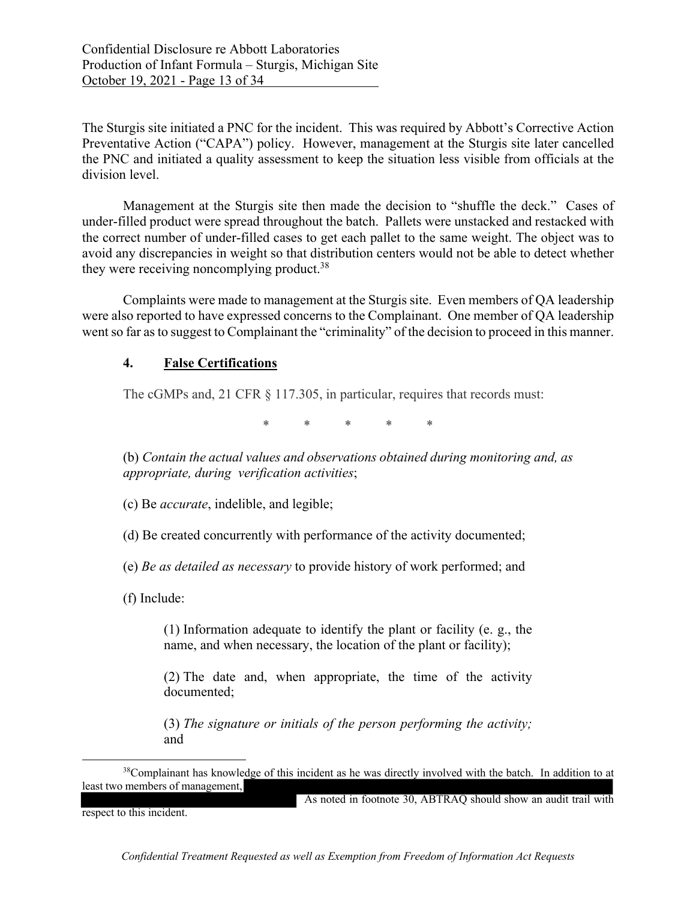The Sturgis site initiated a PNC for the incident. This was required by Abbott's Corrective Action Preventative Action ("CAPA") policy. However, management at the Sturgis site later cancelled the PNC and initiated a quality assessment to keep the situation less visible from officials at the division level.

Management at the Sturgis site then made the decision to "shuffle the deck." Cases of under-filled product were spread throughout the batch. Pallets were unstacked and restacked with the correct number of under-filled cases to get each pallet to the same weight. The object was to avoid any discrepancies in weight so that distribution centers would not be able to detect whether they were receiving noncomplying product.[38]

Complaints were made to management at the Sturgis site. Even members of QA leadership were also reported to have expressed concerns to the Complainant. One member of QA leadership went so far as to suggest to Complainant the "criminality" of the decision to proceed in this manner.

## 4. False Certifications

The cGMPs and, 21 CFR § 117.305, in particular, requires that records must:

\* \* \* \* \*

(b) *Contain the actual values and observations obtained during monitoring and, as appropriate, during verification activities*;

(c) Be *accurate*, indelible, and legible;

(d) Be created concurrently with performance of the activity documented;

(e) *Be as detailed as necessary* to provide history of work performed; and

(f) Include:

> (1) Information adequate to identify the plant or facility (e. g., the name, and when necessary, the location of the plant or facility);
>
> (2) The date and, when appropriate, the time of the activity documented;
>
> (3) *The signature or initials of the person performing the activity;* and

[38] Complainant has knowledge of this incident as he was directly involved with the batch. In addition to at least two members of management, [REDACTED] As noted in footnote 30, ABTRAQ should show an audit trail with respect to this incident.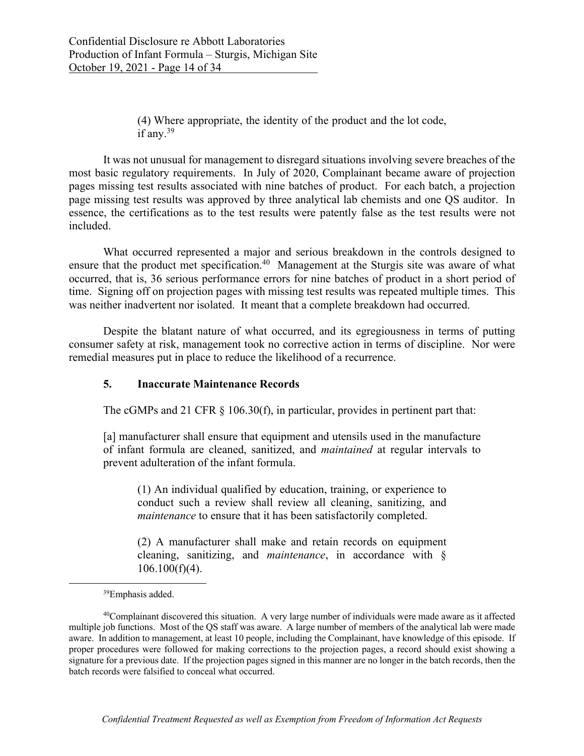(4) Where appropriate, the identity of the product and the lot code, if any.[39]

It was not unusual for management to disregard situations involving severe breaches of the most basic regulatory requirements. In July of 2020, Complainant became aware of projection pages missing test results associated with nine batches of product. For each batch, a projection page missing test results was approved by three analytical lab chemists and one QS auditor. In essence, the certifications as to the test results were patently false as the test results were not included.

What occurred represented a major and serious breakdown in the controls designed to ensure that the product met specification.[40] Management at the Sturgis site was aware of what occurred, that is, 36 serious performance errors for nine batches of product in a short period of time. Signing off on projection pages with missing test results was repeated multiple times. This was neither inadvertent nor isolated. It meant that a complete breakdown had occurred.

Despite the blatant nature of what occurred, and its egregiousness in terms of putting consumer safety at risk, management took no corrective action in terms of discipline. Nor were remedial measures put in place to reduce the likelihood of a recurrence.

### 5. Inaccurate Maintenance Records

The cGMPs and 21 CFR § 106.30(f), in particular, provides in pertinent part that:

> [a] manufacturer shall ensure that equipment and utensils used in the manufacture of infant formula are cleaned, sanitized, and *maintained* at regular intervals to prevent adulteration of the infant formula.
>
> > (1) An individual qualified by education, training, or experience to conduct such a review shall review all cleaning, sanitizing, and *maintenance* to ensure that it has been satisfactorily completed.
> >
> > (2) A manufacturer shall make and retain records on equipment cleaning, sanitizing, and *maintenance*, in accordance with § 106.100(f)(4).

---

[39] Emphasis added.

[40] Complainant discovered this situation. A very large number of individuals were made aware as it affected multiple job functions. Most of the QS staff was aware. A large number of members of the analytical lab were made aware. In addition to management, at least 10 people, including the Complainant, have knowledge of this episode. If proper procedures were followed for making corrections to the projection pages, a record should exist showing a signature for a previous date. If the projection pages signed in this manner are no longer in the batch records, then the batch records were falsified to conceal what occurred.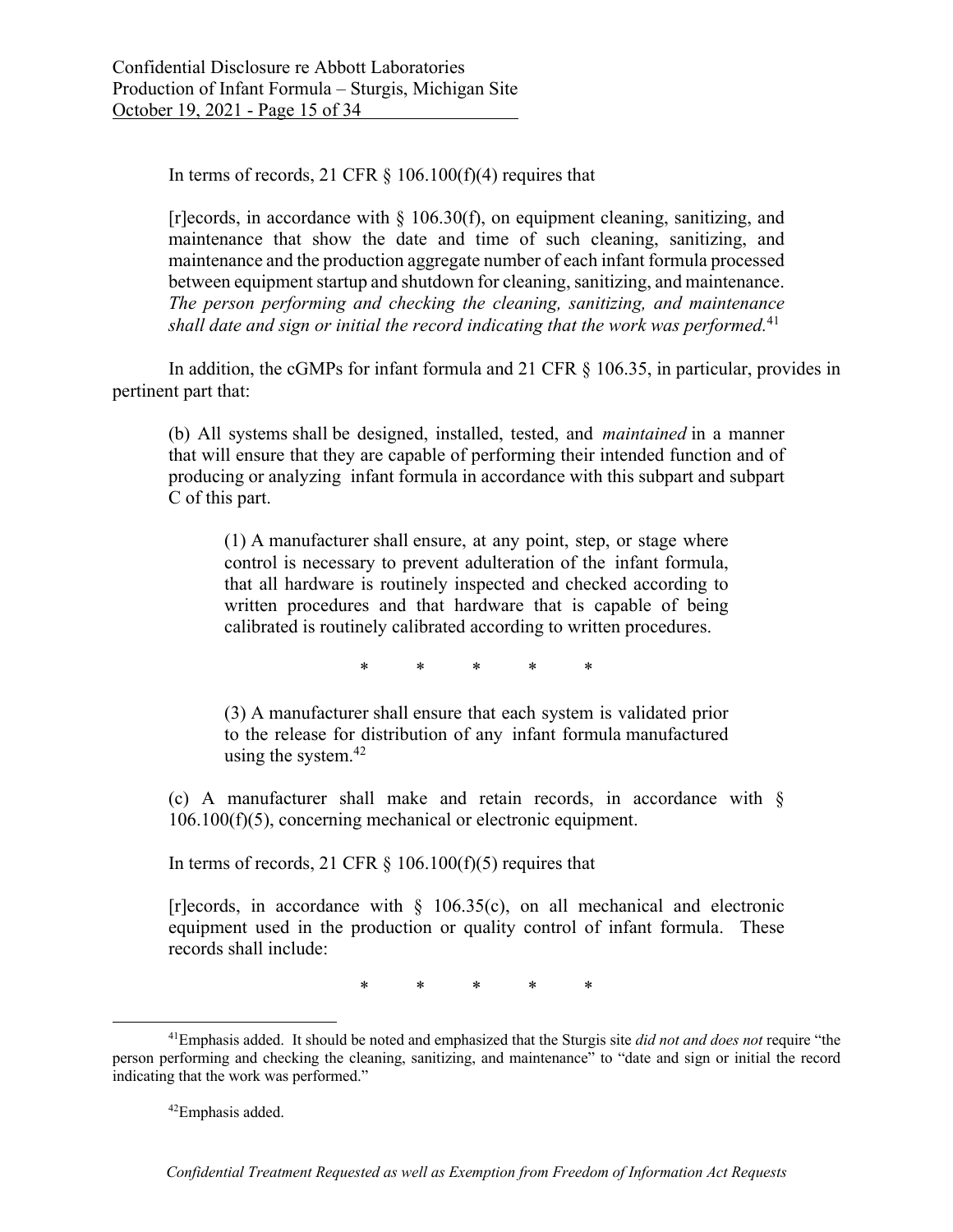In terms of records, 21 CFR § 106.100(f)(4) requires that

> [r]ecords, in accordance with § 106.30(f), on equipment cleaning, sanitizing, and maintenance that show the date and time of such cleaning, sanitizing, and maintenance and the production aggregate number of each infant formula processed between equipment startup and shutdown for cleaning, sanitizing, and maintenance. *The person performing and checking the cleaning, sanitizing, and maintenance shall date and sign or initial the record indicating that the work was performed.*[41]

In addition, the cGMPs for infant formula and 21 CFR § 106.35, in particular, provides in pertinent part that:

> (b) All systems shall be designed, installed, tested, and *maintained* in a manner that will ensure that they are capable of performing their intended function and of producing or analyzing infant formula in accordance with this subpart and subpart C of this part.
>
>> (1) A manufacturer shall ensure, at any point, step, or stage where control is necessary to prevent adulteration of the infant formula, that all hardware is routinely inspected and checked according to written procedures and that hardware that is capable of being calibrated is routinely calibrated according to written procedures.
>>
>> \* \* \* \* \*
>>
>> (3) A manufacturer shall ensure that each system is validated prior to the release for distribution of any infant formula manufactured using the system.[42]
>
> (c) A manufacturer shall make and retain records, in accordance with § 106.100(f)(5), concerning mechanical or electronic equipment.
>
> In terms of records, 21 CFR § 106.100(f)(5) requires that
>
> [r]ecords, in accordance with § 106.35(c), on all mechanical and electronic equipment used in the production or quality control of infant formula. These records shall include:
>
> \* \* \* \* \*

---

[41] Emphasis added. It should be noted and emphasized that the Sturgis site *did not and does not* require "the person performing and checking the cleaning, sanitizing, and maintenance" to "date and sign or initial the record indicating that the work was performed."

[42] Emphasis added.

*Confidential Treatment Requested as well as Exemption from Freedom of Information Act Requests*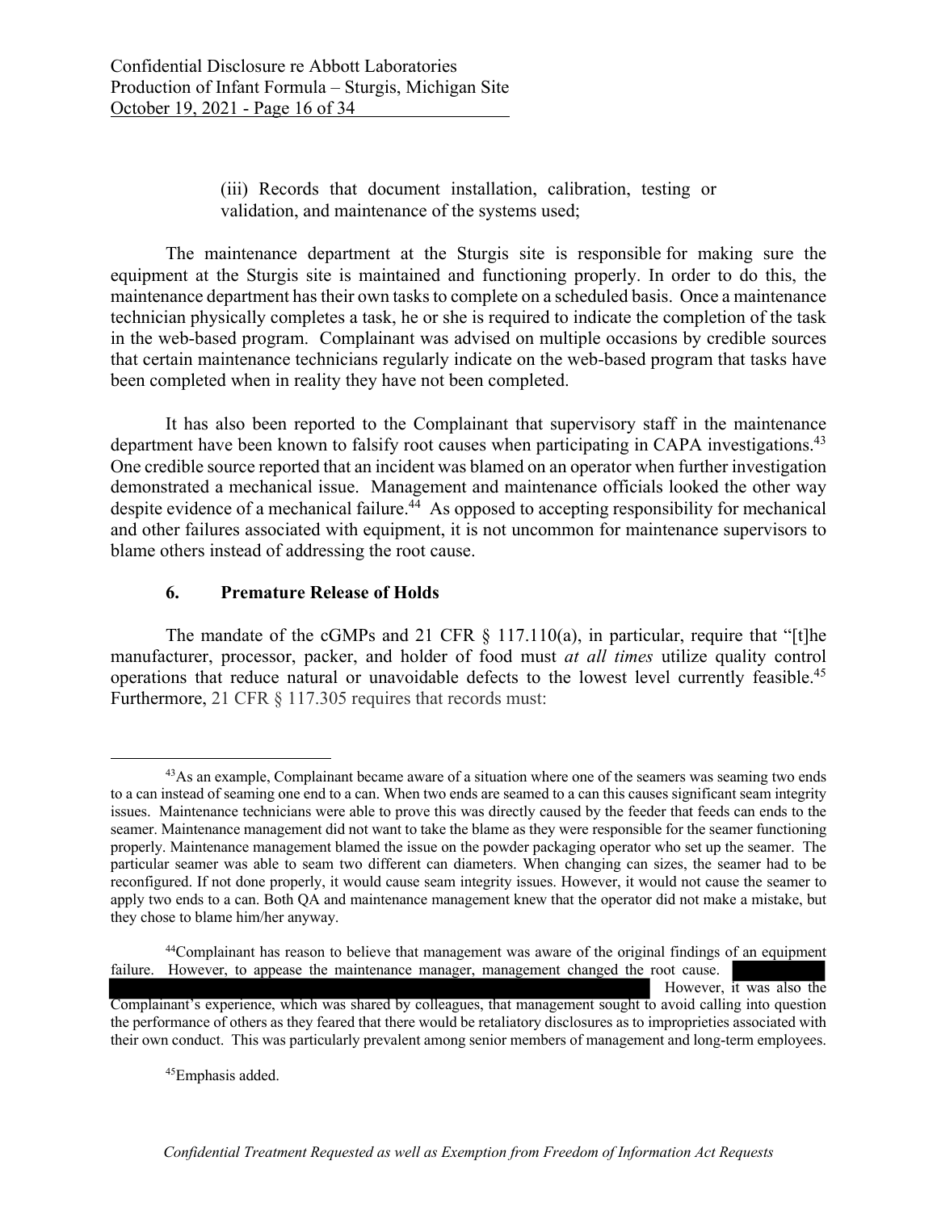(iii) Records that document installation, calibration, testing or validation, and maintenance of the systems used;

The maintenance department at the Sturgis site is responsible for making sure the equipment at the Sturgis site is maintained and functioning properly. In order to do this, the maintenance department has their own tasks to complete on a scheduled basis. Once a maintenance technician physically completes a task, he or she is required to indicate the completion of the task in the web-based program. Complainant was advised on multiple occasions by credible sources that certain maintenance technicians regularly indicate on the web-based program that tasks have been completed when in reality they have not been completed.

It has also been reported to the Complainant that supervisory staff in the maintenance department have been known to falsify root causes when participating in CAPA investigations.[43] One credible source reported that an incident was blamed on an operator when further investigation demonstrated a mechanical issue. Management and maintenance officials looked the other way despite evidence of a mechanical failure.[44] As opposed to accepting responsibility for mechanical and other failures associated with equipment, it is not uncommon for maintenance supervisors to blame others instead of addressing the root cause.

### 6. Premature Release of Holds

The mandate of the cGMPs and 21 CFR § 117.110(a), in particular, require that "[t]he manufacturer, processor, packer, and holder of food must *at all times* utilize quality control operations that reduce natural or unavoidable defects to the lowest level currently feasible.[45] Furthermore, 21 CFR § 117.305 requires that records must:

---

[43] As an example, Complainant became aware of a situation where one of the seamers was seaming two ends to a can instead of seaming one end to a can. When two ends are seamed to a can this causes significant seam integrity issues. Maintenance technicians were able to prove this was directly caused by the feeder that feeds can ends to the seamer. Maintenance management did not want to take the blame as they were responsible for the seamer functioning properly. Maintenance management blamed the issue on the powder packaging operator who set up the seamer. The particular seamer was able to seam two different can diameters. When changing can sizes, the seamer had to be reconfigured. If not done properly, it would cause seam integrity issues. However, it would not cause the seamer to apply two ends to a can. Both QA and maintenance management knew that the operator did not make a mistake, but they chose to blame him/her anyway.

[44] Complainant has reason to believe that management was aware of the original findings of an equipment failure. However, to appease the maintenance manager, management changed the root cause. [REDACTED] However, it was also the Complainant's experience, which was shared by colleagues, that management sought to avoid calling into question the performance of others as they feared that there would be retaliatory disclosures as to improprieties associated with their own conduct. This was particularly prevalent among senior members of management and long-term employees.

[45] Emphasis added.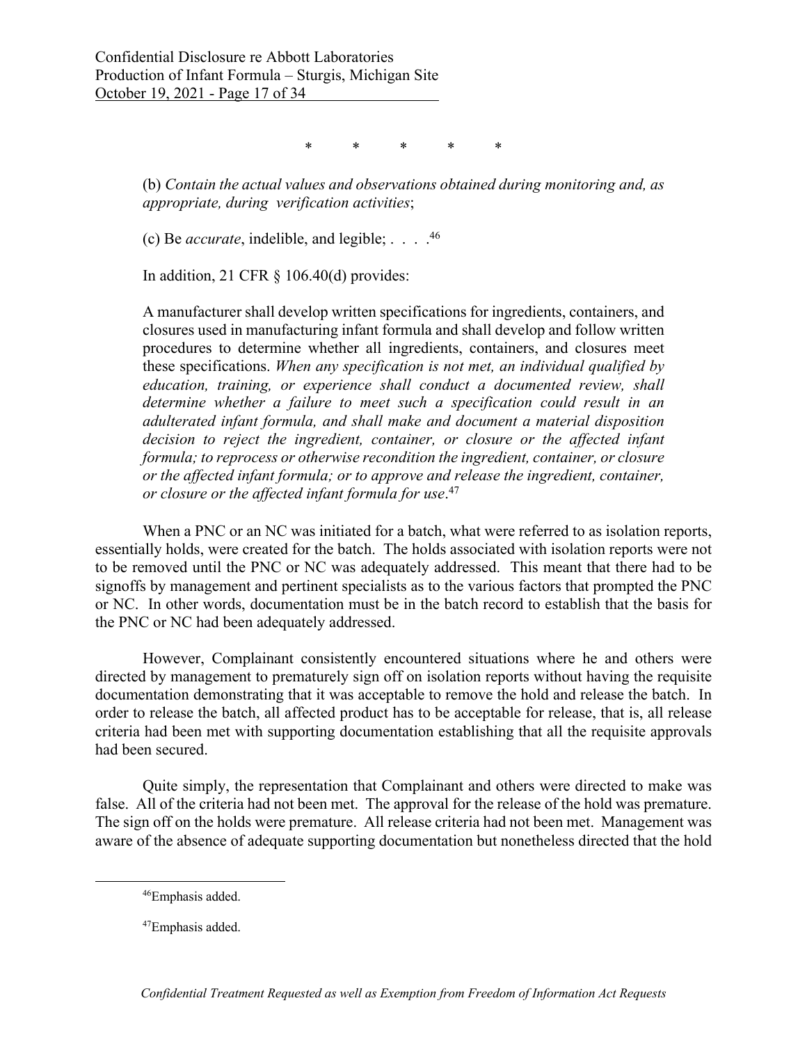\*        \*        \*        \*        \*

> (b) *Contain the actual values and observations obtained during monitoring and, as appropriate, during verification activities*;
>
> (c) Be *accurate*, indelible, and legible; . . . .[46]

In addition, 21 CFR § 106.40(d) provides:

> A manufacturer shall develop written specifications for ingredients, containers, and closures used in manufacturing infant formula and shall develop and follow written procedures to determine whether all ingredients, containers, and closures meet these specifications. *When any specification is not met, an individual qualified by education, training, or experience shall conduct a documented review, shall determine whether a failure to meet such a specification could result in an adulterated infant formula, and shall make and document a material disposition decision to reject the ingredient, container, or closure or the affected infant formula; to reprocess or otherwise recondition the ingredient, container, or closure or the affected infant formula; or to approve and release the ingredient, container, or closure or the affected infant formula for use*.[47]

When a PNC or an NC was initiated for a batch, what were referred to as isolation reports, essentially holds, were created for the batch. The holds associated with isolation reports were not to be removed until the PNC or NC was adequately addressed. This meant that there had to be signoffs by management and pertinent specialists as to the various factors that prompted the PNC or NC. In other words, documentation must be in the batch record to establish that the basis for the PNC or NC had been adequately addressed.

However, Complainant consistently encountered situations where he and others were directed by management to prematurely sign off on isolation reports without having the requisite documentation demonstrating that it was acceptable to remove the hold and release the batch. In order to release the batch, all affected product has to be acceptable for release, that is, all release criteria had been met with supporting documentation establishing that all the requisite approvals had been secured.

Quite simply, the representation that Complainant and others were directed to make was false. All of the criteria had not been met. The approval for the release of the hold was premature. The sign off on the holds were premature. All release criteria had not been met. Management was aware of the absence of adequate supporting documentation but nonetheless directed that the hold

---

[46] Emphasis added.

[47] Emphasis added.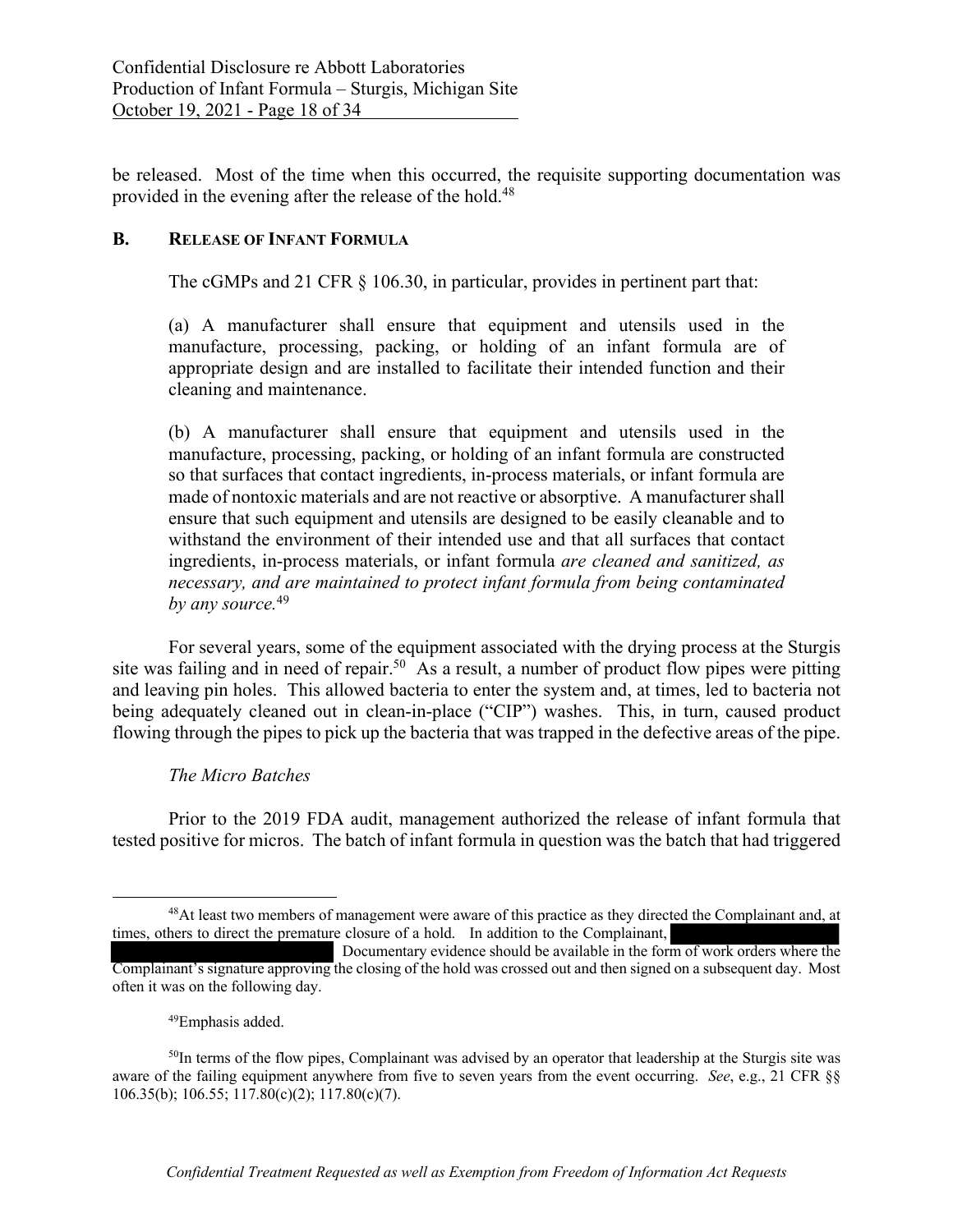be released. Most of the time when this occurred, the requisite supporting documentation was provided in the evening after the release of the hold.[48]

### B. RELEASE OF INFANT FORMULA

The cGMPs and 21 CFR § 106.30, in particular, provides in pertinent part that:

> (a) A manufacturer shall ensure that equipment and utensils used in the manufacture, processing, packing, or holding of an infant formula are of appropriate design and are installed to facilitate their intended function and their cleaning and maintenance.
>
> (b) A manufacturer shall ensure that equipment and utensils used in the manufacture, processing, packing, or holding of an infant formula are constructed so that surfaces that contact ingredients, in-process materials, or infant formula are made of nontoxic materials and are not reactive or absorptive. A manufacturer shall ensure that such equipment and utensils are designed to be easily cleanable and to withstand the environment of their intended use and that all surfaces that contact ingredients, in-process materials, or infant formula *are cleaned and sanitized, as necessary, and are maintained to protect infant formula from being contaminated by any source.*[49]

For several years, some of the equipment associated with the drying process at the Sturgis site was failing and in need of repair.[50] As a result, a number of product flow pipes were pitting and leaving pin holes. This allowed bacteria to enter the system and, at times, led to bacteria not being adequately cleaned out in clean-in-place ("CIP") washes. This, in turn, caused product flowing through the pipes to pick up the bacteria that was trapped in the defective areas of the pipe.

*The Micro Batches*

Prior to the 2019 FDA audit, management authorized the release of infant formula that tested positive for micros. The batch of infant formula in question was the batch that had triggered

---

[48] At least two members of management were aware of this practice as they directed the Complainant and, at times, others to direct the premature closure of a hold. In addition to the Complainant, [REDACTED] Documentary evidence should be available in the form of work orders where the Complainant's signature approving the closing of the hold was crossed out and then signed on a subsequent day. Most often it was on the following day.

[49] Emphasis added.

[50] In terms of the flow pipes, Complainant was advised by an operator that leadership at the Sturgis site was aware of the failing equipment anywhere from five to seven years from the event occurring. *See*, e.g., 21 CFR §§ 106.35(b); 106.55; 117.80(c)(2); 117.80(c)(7).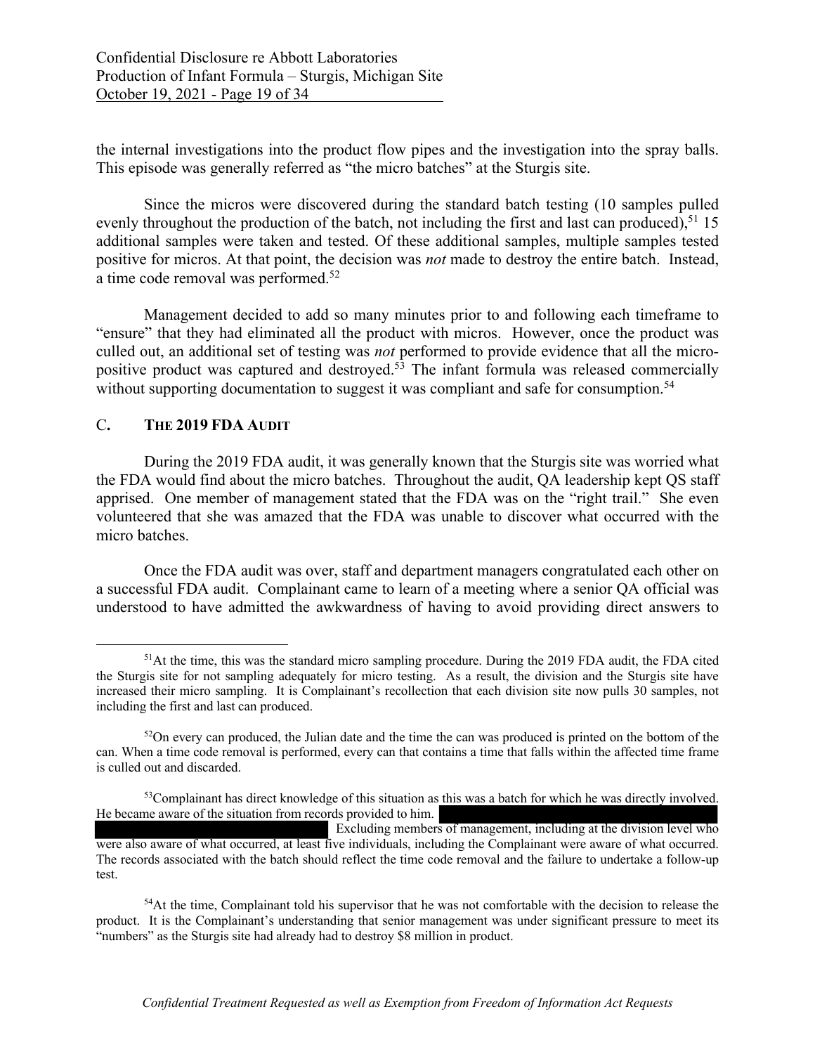the internal investigations into the product flow pipes and the investigation into the spray balls. This episode was generally referred as "the micro batches" at the Sturgis site.

Since the micros were discovered during the standard batch testing (10 samples pulled evenly throughout the production of the batch, not including the first and last can produced),[51] 15 additional samples were taken and tested. Of these additional samples, multiple samples tested positive for micros. At that point, the decision was *not* made to destroy the entire batch. Instead, a time code removal was performed.[52]

Management decided to add so many minutes prior to and following each timeframe to "ensure" that they had eliminated all the product with micros. However, once the product was culled out, an additional set of testing was *not* performed to provide evidence that all the micro-positive product was captured and destroyed.[53] The infant formula was released commercially without supporting documentation to suggest it was compliant and safe for consumption.[54]

## C. THE 2019 FDA AUDIT

During the 2019 FDA audit, it was generally known that the Sturgis site was worried what the FDA would find about the micro batches. Throughout the audit, QA leadership kept QS staff apprised. One member of management stated that the FDA was on the "right trail." She even volunteered that she was amazed that the FDA was unable to discover what occurred with the micro batches.

Once the FDA audit was over, staff and department managers congratulated each other on a successful FDA audit. Complainant came to learn of a meeting where a senior QA official was understood to have admitted the awkwardness of having to avoid providing direct answers to

---

[51] At the time, this was the standard micro sampling procedure. During the 2019 FDA audit, the FDA cited the Sturgis site for not sampling adequately for micro testing. As a result, the division and the Sturgis site have increased their micro sampling. It is Complainant's recollection that each division site now pulls 30 samples, not including the first and last can produced.

[52] On every can produced, the Julian date and the time the can was produced is printed on the bottom of the can. When a time code removal is performed, every can that contains a time that falls within the affected time frame is culled out and discarded.

[53] Complainant has direct knowledge of this situation as this was a batch for which he was directly involved. He became aware of the situation from records provided to him. [REDACTED] Excluding members of management, including at the division level who were also aware of what occurred, at least five individuals, including the Complainant were aware of what occurred. The records associated with the batch should reflect the time code removal and the failure to undertake a follow-up test.

[54] At the time, Complainant told his supervisor that he was not comfortable with the decision to release the product. It is the Complainant's understanding that senior management was under significant pressure to meet its "numbers" as the Sturgis site had already had to destroy $8 million in product.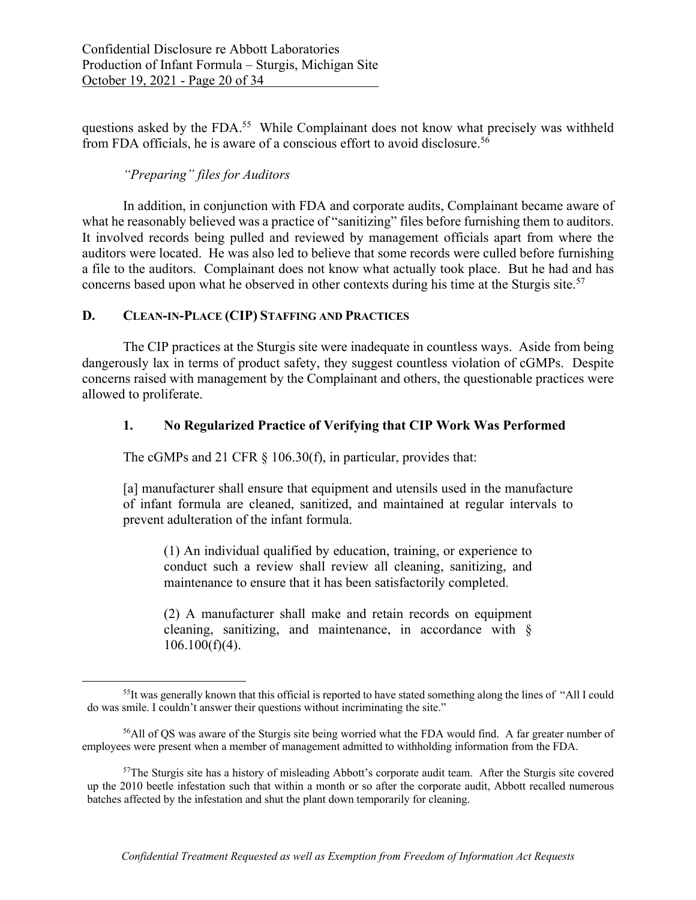questions asked by the FDA.[55] While Complainant does not know what precisely was withheld from FDA officials, he is aware of a conscious effort to avoid disclosure.[56]

*"Preparing" files for Auditors*

In addition, in conjunction with FDA and corporate audits, Complainant became aware of what he reasonably believed was a practice of "sanitizing" files before furnishing them to auditors. It involved records being pulled and reviewed by management officials apart from where the auditors were located. He was also led to believe that some records were culled before furnishing a file to the auditors. Complainant does not know what actually took place. But he had and has concerns based upon what he observed in other contexts during his time at the Sturgis site.[57]

## D. CLEAN-IN-PLACE (CIP) STAFFING AND PRACTICES

The CIP practices at the Sturgis site were inadequate in countless ways. Aside from being dangerously lax in terms of product safety, they suggest countless violation of cGMPs. Despite concerns raised with management by the Complainant and others, the questionable practices were allowed to proliferate.

### 1. No Regularized Practice of Verifying that CIP Work Was Performed

The cGMPs and 21 CFR § 106.30(f), in particular, provides that:

> [a] manufacturer shall ensure that equipment and utensils used in the manufacture of infant formula are cleaned, sanitized, and maintained at regular intervals to prevent adulteration of the infant formula.
>
> > (1) An individual qualified by education, training, or experience to conduct such a review shall review all cleaning, sanitizing, and maintenance to ensure that it has been satisfactorily completed.
> >
> > (2) A manufacturer shall make and retain records on equipment cleaning, sanitizing, and maintenance, in accordance with § 106.100(f)(4).

---

[55] It was generally known that this official is reported to have stated something along the lines of "All I could do was smile. I couldn't answer their questions without incriminating the site."

[56] All of QS was aware of the Sturgis site being worried what the FDA would find. A far greater number of employees were present when a member of management admitted to withholding information from the FDA.

[57] The Sturgis site has a history of misleading Abbott's corporate audit team. After the Sturgis site covered up the 2010 beetle infestation such that within a month or so after the corporate audit, Abbott recalled numerous batches affected by the infestation and shut the plant down temporarily for cleaning.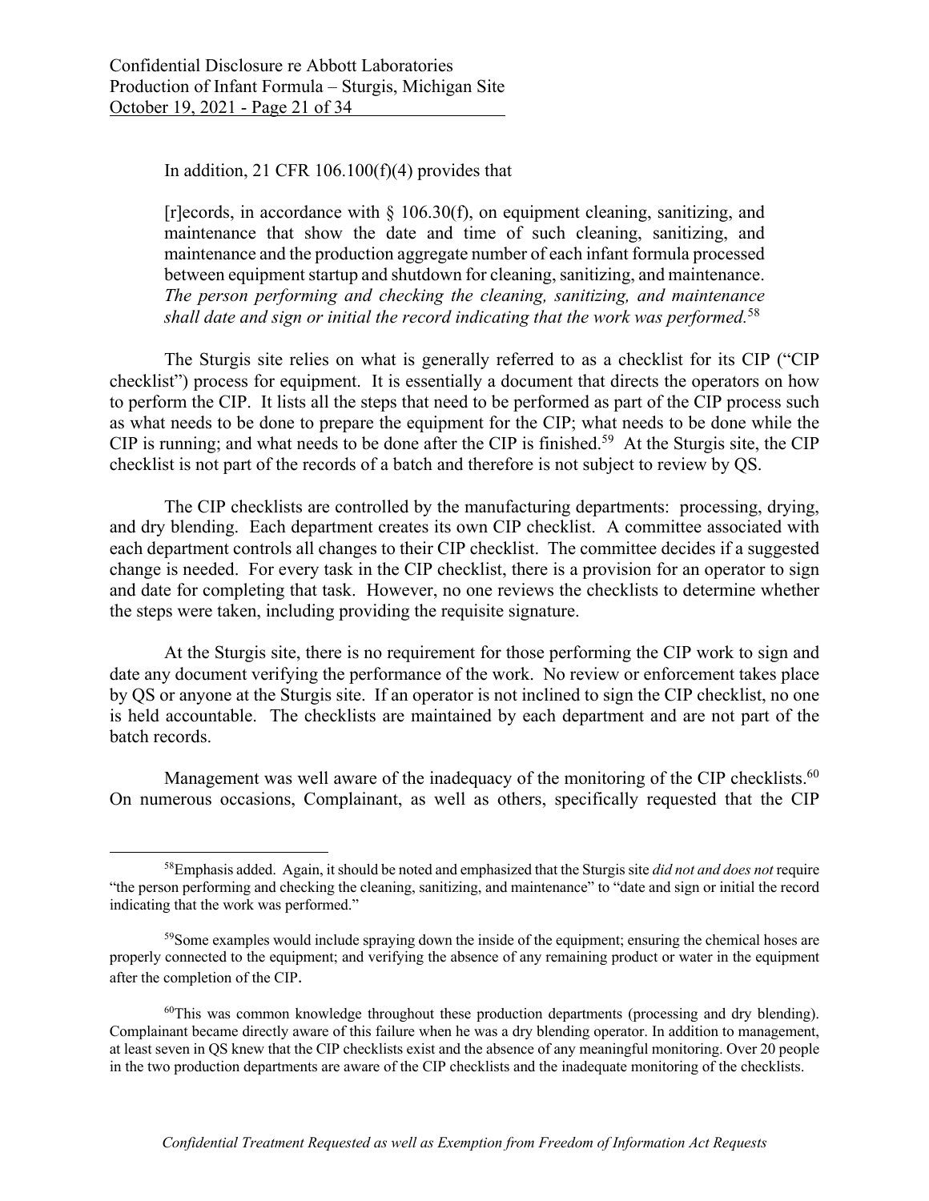In addition, 21 CFR 106.100(f)(4) provides that

> [r]ecords, in accordance with § 106.30(f), on equipment cleaning, sanitizing, and maintenance that show the date and time of such cleaning, sanitizing, and maintenance and the production aggregate number of each infant formula processed between equipment startup and shutdown for cleaning, sanitizing, and maintenance. *The person performing and checking the cleaning, sanitizing, and maintenance shall date and sign or initial the record indicating that the work was performed.*[58]

The Sturgis site relies on what is generally referred to as a checklist for its CIP ("CIP checklist") process for equipment. It is essentially a document that directs the operators on how to perform the CIP. It lists all the steps that need to be performed as part of the CIP process such as what needs to be done to prepare the equipment for the CIP; what needs to be done while the CIP is running; and what needs to be done after the CIP is finished.[59] At the Sturgis site, the CIP checklist is not part of the records of a batch and therefore is not subject to review by QS.

The CIP checklists are controlled by the manufacturing departments: processing, drying, and dry blending. Each department creates its own CIP checklist. A committee associated with each department controls all changes to their CIP checklist. The committee decides if a suggested change is needed. For every task in the CIP checklist, there is a provision for an operator to sign and date for completing that task. However, no one reviews the checklists to determine whether the steps were taken, including providing the requisite signature.

At the Sturgis site, there is no requirement for those performing the CIP work to sign and date any document verifying the performance of the work. No review or enforcement takes place by QS or anyone at the Sturgis site. If an operator is not inclined to sign the CIP checklist, no one is held accountable. The checklists are maintained by each department and are not part of the batch records.

Management was well aware of the inadequacy of the monitoring of the CIP checklists.[60] On numerous occasions, Complainant, as well as others, specifically requested that the CIP

---

[58] Emphasis added. Again, it should be noted and emphasized that the Sturgis site *did not and does not* require "the person performing and checking the cleaning, sanitizing, and maintenance" to "date and sign or initial the record indicating that the work was performed."

[59] Some examples would include spraying down the inside of the equipment; ensuring the chemical hoses are properly connected to the equipment; and verifying the absence of any remaining product or water in the equipment after the completion of the CIP.

[60] This was common knowledge throughout these production departments (processing and dry blending). Complainant became directly aware of this failure when he was a dry blending operator. In addition to management, at least seven in QS knew that the CIP checklists exist and the absence of any meaningful monitoring. Over 20 people in the two production departments are aware of the CIP checklists and the inadequate monitoring of the checklists.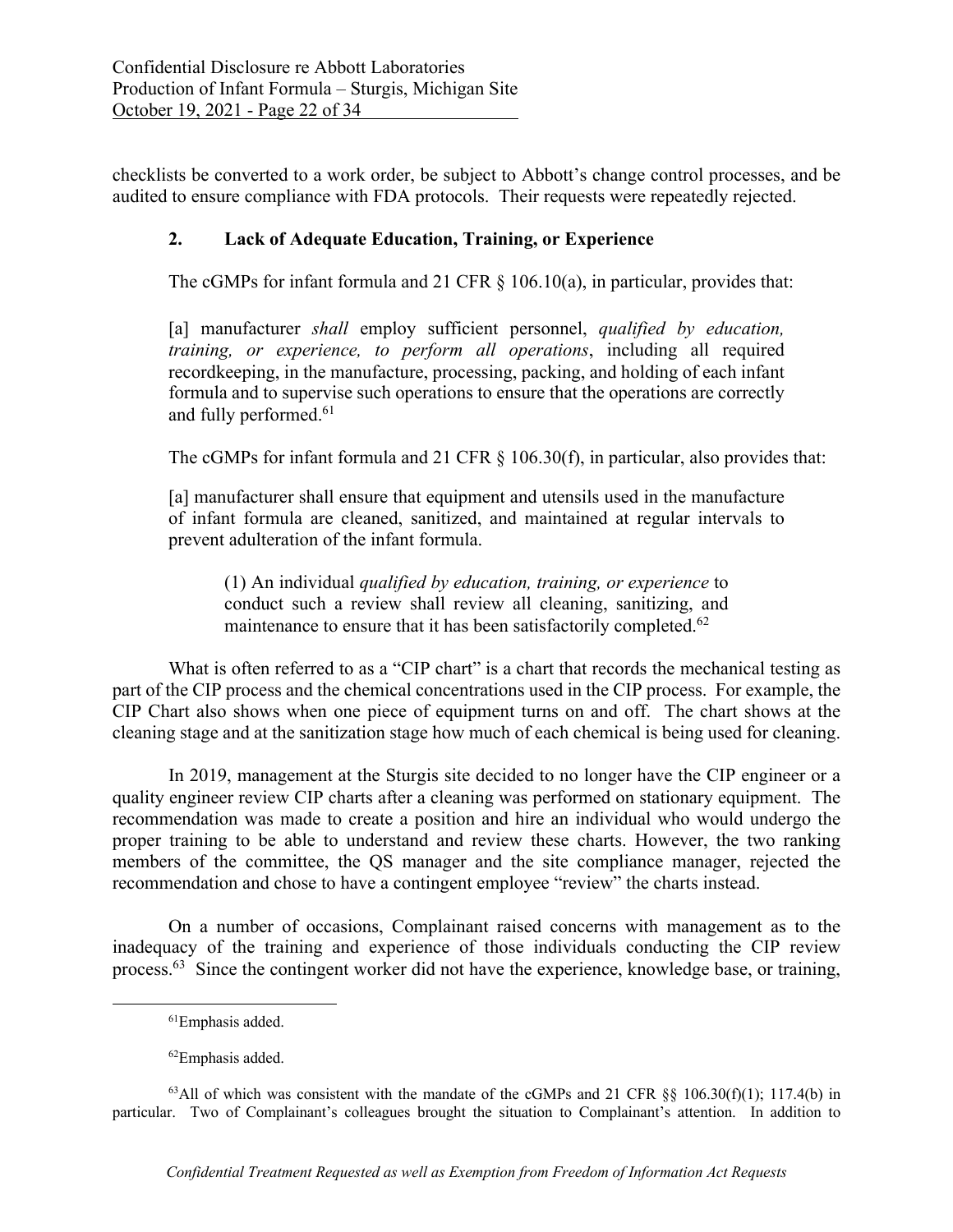checklists be converted to a work order, be subject to Abbott's change control processes, and be audited to ensure compliance with FDA protocols. Their requests were repeatedly rejected.

### 2. Lack of Adequate Education, Training, or Experience

The cGMPs for infant formula and 21 CFR § 106.10(a), in particular, provides that:

> [a] manufacturer *shall* employ sufficient personnel, *qualified by education, training, or experience, to perform all operations*, including all required recordkeeping, in the manufacture, processing, packing, and holding of each infant formula and to supervise such operations to ensure that the operations are correctly and fully performed.[61]

The cGMPs for infant formula and 21 CFR § 106.30(f), in particular, also provides that:

> [a] manufacturer shall ensure that equipment and utensils used in the manufacture of infant formula are cleaned, sanitized, and maintained at regular intervals to prevent adulteration of the infant formula.
>
>> (1) An individual *qualified by education, training, or experience* to conduct such a review shall review all cleaning, sanitizing, and maintenance to ensure that it has been satisfactorily completed.[62]

What is often referred to as a "CIP chart" is a chart that records the mechanical testing as part of the CIP process and the chemical concentrations used in the CIP process. For example, the CIP Chart also shows when one piece of equipment turns on and off. The chart shows at the cleaning stage and at the sanitization stage how much of each chemical is being used for cleaning.

In 2019, management at the Sturgis site decided to no longer have the CIP engineer or a quality engineer review CIP charts after a cleaning was performed on stationary equipment. The recommendation was made to create a position and hire an individual who would undergo the proper training to be able to understand and review these charts. However, the two ranking members of the committee, the QS manager and the site compliance manager, rejected the recommendation and chose to have a contingent employee "review" the charts instead.

On a number of occasions, Complainant raised concerns with management as to the inadequacy of the training and experience of those individuals conducting the CIP review process.[63] Since the contingent worker did not have the experience, knowledge base, or training,

---

[61] Emphasis added.

[62] Emphasis added.

[63] All of which was consistent with the mandate of the cGMPs and 21 CFR §§ 106.30(f)(1); 117.4(b) in particular. Two of Complainant's colleagues brought the situation to Complainant's attention. In addition to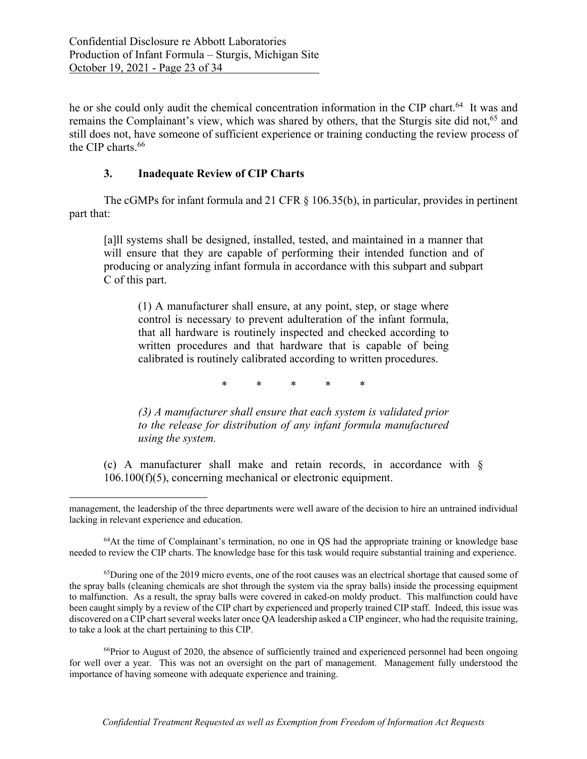he or she could only audit the chemical concentration information in the CIP chart.[64] It was and remains the Complainant's view, which was shared by others, that the Sturgis site did not,[65] and still does not, have someone of sufficient experience or training conducting the review process of the CIP charts.[66]

### 3. Inadequate Review of CIP Charts

The cGMPs for infant formula and 21 CFR § 106.35(b), in particular, provides in pertinent part that:

> [a]ll systems shall be designed, installed, tested, and maintained in a manner that will ensure that they are capable of performing their intended function and of producing or analyzing infant formula in accordance with this subpart and subpart C of this part.
>
> > (1) A manufacturer shall ensure, at any point, step, or stage where control is necessary to prevent adulteration of the infant formula, that all hardware is routinely inspected and checked according to written procedures and that hardware that is capable of being calibrated is routinely calibrated according to written procedures.
> >
> > \* \* \* \* \*
> >
> > *(3) A manufacturer shall ensure that each system is validated prior to the release for distribution of any infant formula manufactured using the system.*
>
> (c) A manufacturer shall make and retain records, in accordance with § 106.100(f)(5), concerning mechanical or electronic equipment.

---

management, the leadership of the three departments were well aware of the decision to hire an untrained individual lacking in relevant experience and education.

[64] At the time of Complainant's termination, no one in QS had the appropriate training or knowledge base needed to review the CIP charts. The knowledge base for this task would require substantial training and experience.

[65] During one of the 2019 micro events, one of the root causes was an electrical shortage that caused some of the spray balls (cleaning chemicals are shot through the system via the spray balls) inside the processing equipment to malfunction. As a result, the spray balls were covered in caked-on moldy product. This malfunction could have been caught simply by a review of the CIP chart by experienced and properly trained CIP staff. Indeed, this issue was discovered on a CIP chart several weeks later once QA leadership asked a CIP engineer, who had the requisite training, to take a look at the chart pertaining to this CIP.

[66] Prior to August of 2020, the absence of sufficiently trained and experienced personnel had been ongoing for well over a year. This was not an oversight on the part of management. Management fully understood the importance of having someone with adequate experience and training.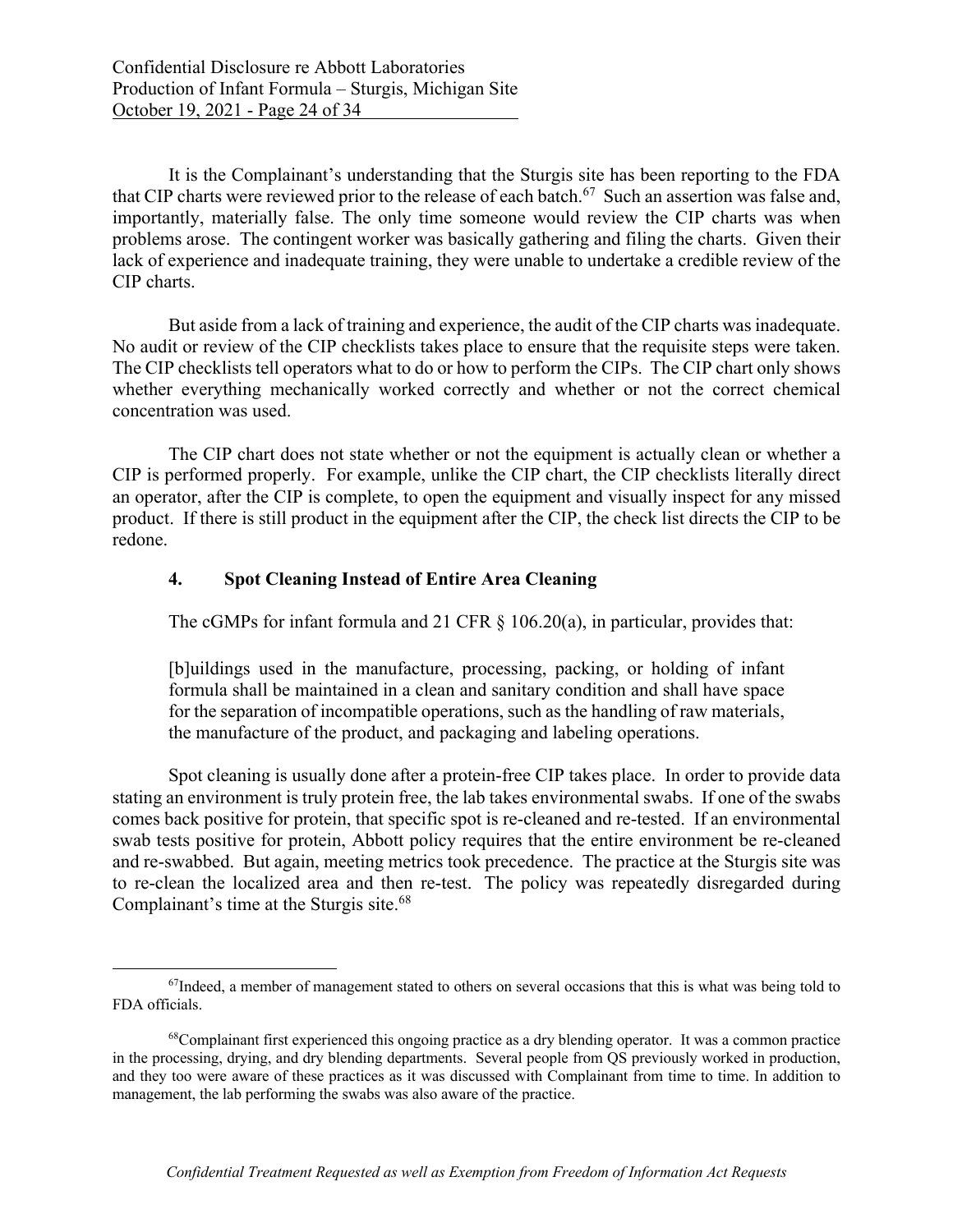It is the Complainant's understanding that the Sturgis site has been reporting to the FDA that CIP charts were reviewed prior to the release of each batch.[67] Such an assertion was false and, importantly, materially false. The only time someone would review the CIP charts was when problems arose. The contingent worker was basically gathering and filing the charts. Given their lack of experience and inadequate training, they were unable to undertake a credible review of the CIP charts.

But aside from a lack of training and experience, the audit of the CIP charts was inadequate. No audit or review of the CIP checklists takes place to ensure that the requisite steps were taken. The CIP checklists tell operators what to do or how to perform the CIPs. The CIP chart only shows whether everything mechanically worked correctly and whether or not the correct chemical concentration was used.

The CIP chart does not state whether or not the equipment is actually clean or whether a CIP is performed properly. For example, unlike the CIP chart, the CIP checklists literally direct an operator, after the CIP is complete, to open the equipment and visually inspect for any missed product. If there is still product in the equipment after the CIP, the check list directs the CIP to be redone.

### 4. Spot Cleaning Instead of Entire Area Cleaning

The cGMPs for infant formula and 21 CFR § 106.20(a), in particular, provides that:

> [b]uildings used in the manufacture, processing, packing, or holding of infant formula shall be maintained in a clean and sanitary condition and shall have space for the separation of incompatible operations, such as the handling of raw materials, the manufacture of the product, and packaging and labeling operations.

Spot cleaning is usually done after a protein-free CIP takes place. In order to provide data stating an environment is truly protein free, the lab takes environmental swabs. If one of the swabs comes back positive for protein, that specific spot is re-cleaned and re-tested. If an environmental swab tests positive for protein, Abbott policy requires that the entire environment be re-cleaned and re-swabbed. But again, meeting metrics took precedence. The practice at the Sturgis site was to re-clean the localized area and then re-test. The policy was repeatedly disregarded during Complainant's time at the Sturgis site.[68]

---

[67] Indeed, a member of management stated to others on several occasions that this is what was being told to FDA officials.

[68] Complainant first experienced this ongoing practice as a dry blending operator. It was a common practice in the processing, drying, and dry blending departments. Several people from QS previously worked in production, and they too were aware of these practices as it was discussed with Complainant from time to time. In addition to management, the lab performing the swabs was also aware of the practice.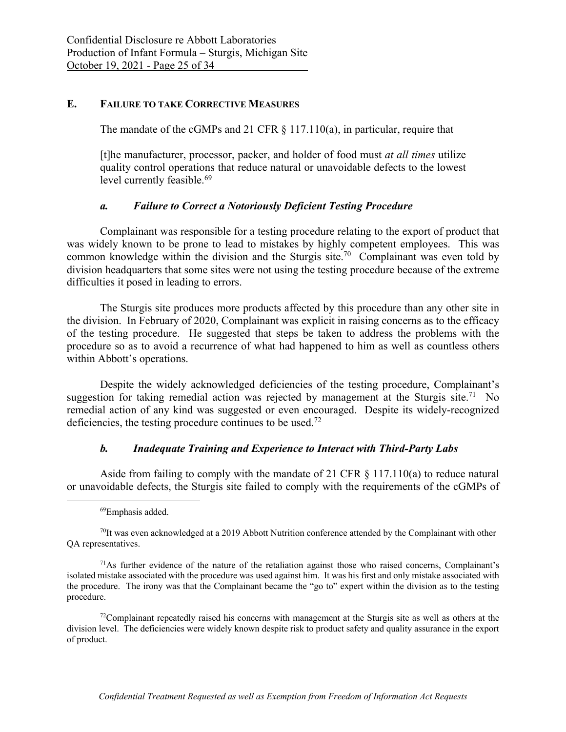## E. FAILURE TO TAKE CORRECTIVE MEASURES

The mandate of the cGMPs and 21 CFR § 117.110(a), in particular, require that

> [t]he manufacturer, processor, packer, and holder of food must *at all times* utilize quality control operations that reduce natural or unavoidable defects to the lowest level currently feasible.[69]

### *a. Failure to Correct a Notoriously Deficient Testing Procedure*

Complainant was responsible for a testing procedure relating to the export of product that was widely known to be prone to lead to mistakes by highly competent employees. This was common knowledge within the division and the Sturgis site.[70] Complainant was even told by division headquarters that some sites were not using the testing procedure because of the extreme difficulties it posed in leading to errors.

The Sturgis site produces more products affected by this procedure than any other site in the division. In February of 2020, Complainant was explicit in raising concerns as to the efficacy of the testing procedure. He suggested that steps be taken to address the problems with the procedure so as to avoid a recurrence of what had happened to him as well as countless others within Abbott's operations.

Despite the widely acknowledged deficiencies of the testing procedure, Complainant's suggestion for taking remedial action was rejected by management at the Sturgis site.[71] No remedial action of any kind was suggested or even encouraged. Despite its widely-recognized deficiencies, the testing procedure continues to be used.[72]

### *b. Inadequate Training and Experience to Interact with Third-Party Labs*

Aside from failing to comply with the mandate of 21 CFR § 117.110(a) to reduce natural or unavoidable defects, the Sturgis site failed to comply with the requirements of the cGMPs of

---

[69] Emphasis added.

[70] It was even acknowledged at a 2019 Abbott Nutrition conference attended by the Complainant with other QA representatives.

[71] As further evidence of the nature of the retaliation against those who raised concerns, Complainant's isolated mistake associated with the procedure was used against him. It was his first and only mistake associated with the procedure. The irony was that the Complainant became the "go to" expert within the division as to the testing procedure.

[72] Complainant repeatedly raised his concerns with management at the Sturgis site as well as others at the division level. The deficiencies were widely known despite risk to product safety and quality assurance in the export of product.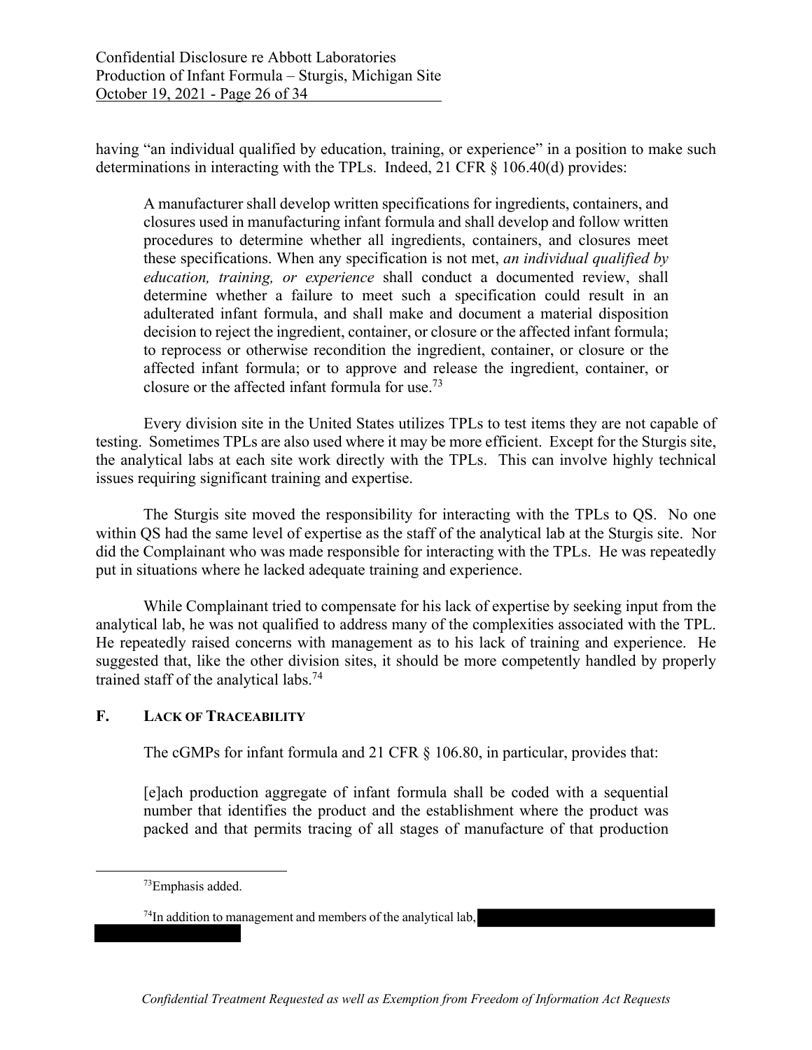having "an individual qualified by education, training, or experience" in a position to make such determinations in interacting with the TPLs. Indeed, 21 CFR § 106.40(d) provides:

> A manufacturer shall develop written specifications for ingredients, containers, and closures used in manufacturing infant formula and shall develop and follow written procedures to determine whether all ingredients, containers, and closures meet these specifications. When any specification is not met, *an individual qualified by education, training, or experience* shall conduct a documented review, shall determine whether a failure to meet such a specification could result in an adulterated infant formula, and shall make and document a material disposition decision to reject the ingredient, container, or closure or the affected infant formula; to reprocess or otherwise recondition the ingredient, container, or closure or the affected infant formula; or to approve and release the ingredient, container, or closure or the affected infant formula for use.[73]

Every division site in the United States utilizes TPLs to test items they are not capable of testing. Sometimes TPLs are also used where it may be more efficient. Except for the Sturgis site, the analytical labs at each site work directly with the TPLs. This can involve highly technical issues requiring significant training and expertise.

The Sturgis site moved the responsibility for interacting with the TPLs to QS. No one within QS had the same level of expertise as the staff of the analytical lab at the Sturgis site. Nor did the Complainant who was made responsible for interacting with the TPLs. He was repeatedly put in situations where he lacked adequate training and experience.

While Complainant tried to compensate for his lack of expertise by seeking input from the analytical lab, he was not qualified to address many of the complexities associated with the TPL. He repeatedly raised concerns with management as to his lack of training and experience. He suggested that, like the other division sites, it should be more competently handled by properly trained staff of the analytical labs.[74]

### F. Lack of Traceability

The cGMPs for infant formula and 21 CFR § 106.80, in particular, provides that:

> [e]ach production aggregate of infant formula shall be coded with a sequential number that identifies the product and the establishment where the product was packed and that permits tracing of all stages of manufacture of that production

---

[73] Emphasis added.

[74] In addition to management and members of the analytical lab, [REDACTED]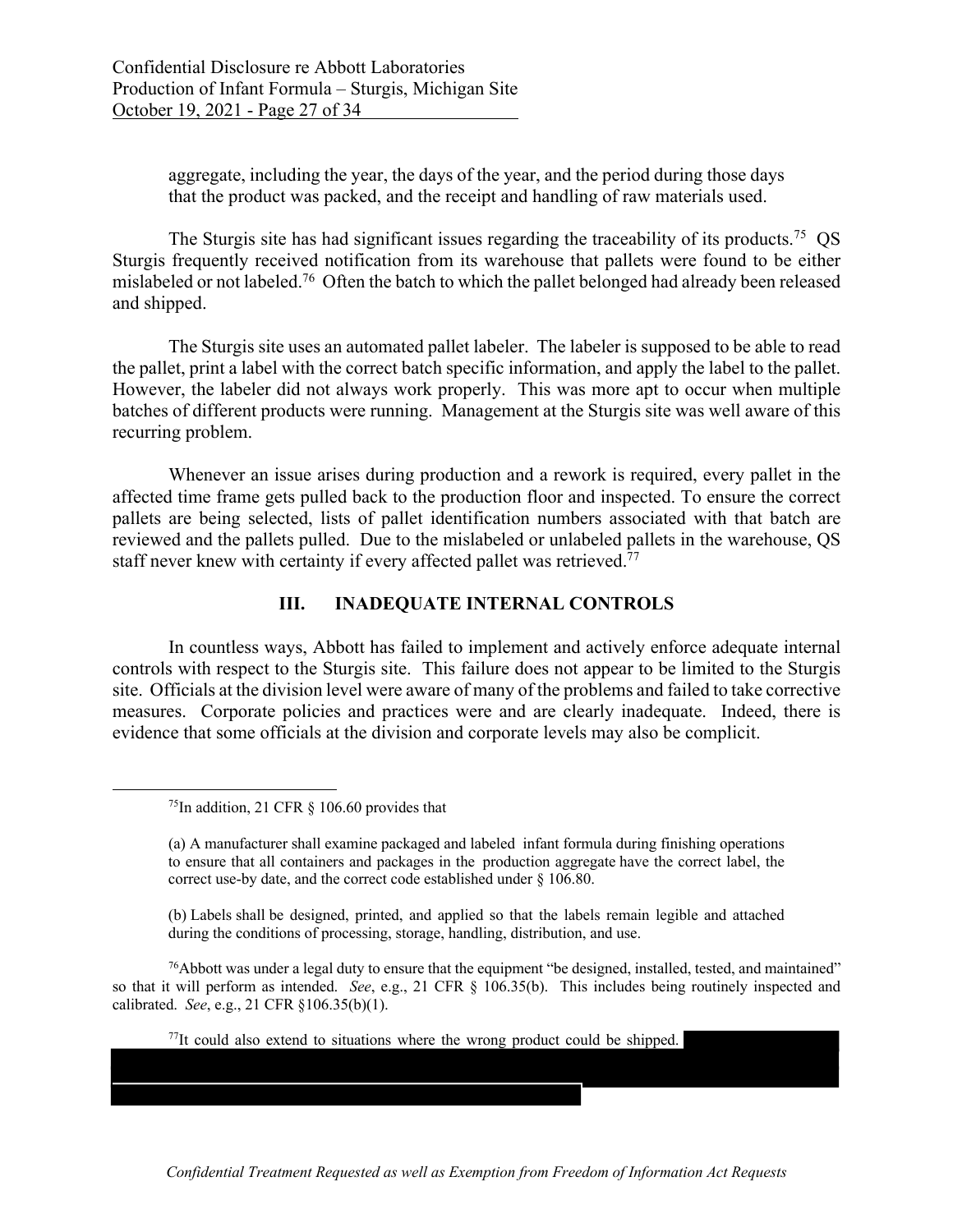aggregate, including the year, the days of the year, and the period during those days that the product was packed, and the receipt and handling of raw materials used.

The Sturgis site has had significant issues regarding the traceability of its products.[75] QS Sturgis frequently received notification from its warehouse that pallets were found to be either mislabeled or not labeled.[76] Often the batch to which the pallet belonged had already been released and shipped.

The Sturgis site uses an automated pallet labeler. The labeler is supposed to be able to read the pallet, print a label with the correct batch specific information, and apply the label to the pallet. However, the labeler did not always work properly. This was more apt to occur when multiple batches of different products were running. Management at the Sturgis site was well aware of this recurring problem.

Whenever an issue arises during production and a rework is required, every pallet in the affected time frame gets pulled back to the production floor and inspected. To ensure the correct pallets are being selected, lists of pallet identification numbers associated with that batch are reviewed and the pallets pulled. Due to the mislabeled or unlabeled pallets in the warehouse, QS staff never knew with certainty if every affected pallet was retrieved.[77]

## III. INADEQUATE INTERNAL CONTROLS

In countless ways, Abbott has failed to implement and actively enforce adequate internal controls with respect to the Sturgis site. This failure does not appear to be limited to the Sturgis site. Officials at the division level were aware of many of the problems and failed to take corrective measures. Corporate policies and practices were and are clearly inadequate. Indeed, there is evidence that some officials at the division and corporate levels may also be complicit.

---

[75] In addition, 21 CFR § 106.60 provides that

> (a) A manufacturer shall examine packaged and labeled infant formula during finishing operations to ensure that all containers and packages in the production aggregate have the correct label, the correct use-by date, and the correct code established under § 106.80.
>
> (b) Labels shall be designed, printed, and applied so that the labels remain legible and attached during the conditions of processing, storage, handling, distribution, and use.

[76] Abbott was under a legal duty to ensure that the equipment "be designed, installed, tested, and maintained" so that it will perform as intended. *See*, e.g., 21 CFR § 106.35(b). This includes being routinely inspected and calibrated. *See*, e.g., 21 CFR §106.35(b)(1).

[77] It could also extend to situations where the wrong product could be shipped. [REDACTED]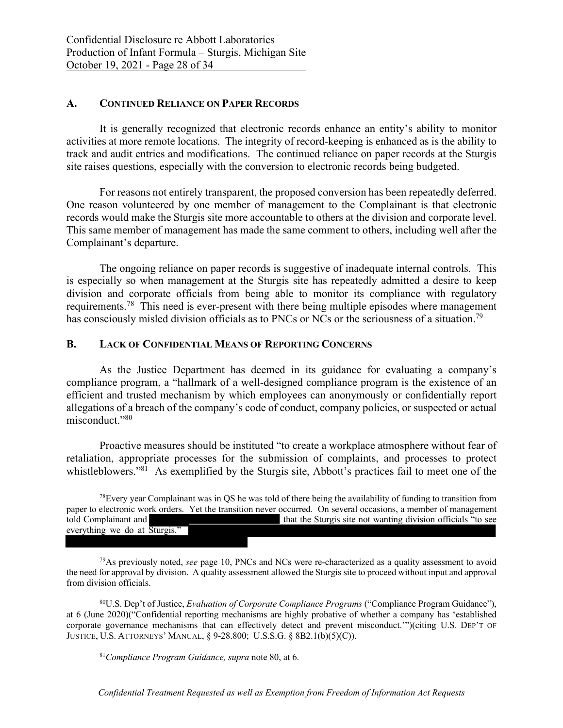## A. CONTINUED RELIANCE ON PAPER RECORDS

It is generally recognized that electronic records enhance an entity's ability to monitor activities at more remote locations. The integrity of record-keeping is enhanced as is the ability to track and audit entries and modifications. The continued reliance on paper records at the Sturgis site raises questions, especially with the conversion to electronic records being budgeted.

For reasons not entirely transparent, the proposed conversion has been repeatedly deferred. One reason volunteered by one member of management to the Complainant is that electronic records would make the Sturgis site more accountable to others at the division and corporate level. This same member of management has made the same comment to others, including well after the Complainant's departure.

The ongoing reliance on paper records is suggestive of inadequate internal controls. This is especially so when management at the Sturgis site has repeatedly admitted a desire to keep division and corporate officials from being able to monitor its compliance with regulatory requirements.[78] This need is ever-present with there being multiple episodes where management has consciously misled division officials as to PNCs or NCs or the seriousness of a situation.[79]

## B. LACK OF CONFIDENTIAL MEANS OF REPORTING CONCERNS

As the Justice Department has deemed in its guidance for evaluating a company's compliance program, a "hallmark of a well-designed compliance program is the existence of an efficient and trusted mechanism by which employees can anonymously or confidentially report allegations of a breach of the company's code of conduct, company policies, or suspected or actual misconduct."[80]

Proactive measures should be instituted "to create a workplace atmosphere without fear of retaliation, appropriate processes for the submission of complaints, and processes to protect whistleblowers."[81] As exemplified by the Sturgis site, Abbott's practices fail to meet one of the

---

[78] Every year Complainant was in QS he was told of there being the availability of funding to transition from paper to electronic work orders. Yet the transition never occurred. On several occasions, a member of management told Complainant and [REDACTED] that the Sturgis site not wanting division officials "to see everything we do at Sturgis." [REDACTED]

[79] As previously noted, *see* page 10, PNCs and NCs were re-characterized as a quality assessment to avoid the need for approval by division. A quality assessment allowed the Sturgis site to proceed without input and approval from division officials.

[80] U.S. Dep't of Justice, *Evaluation of Corporate Compliance Programs* ("Compliance Program Guidance"), at 6 (June 2020)("Confidential reporting mechanisms are highly probative of whether a company has 'established corporate governance mechanisms that can effectively detect and prevent misconduct.'")(citing U.S. DEP'T OF JUSTICE, U.S. ATTORNEYS' MANUAL, § 9-28.800; U.S.S.G. § 8B2.1(b)(5)(C)).

[81] *Compliance Program Guidance, supra* note 80, at 6.

*Confidential Treatment Requested as well as Exemption from Freedom of Information Act Requests*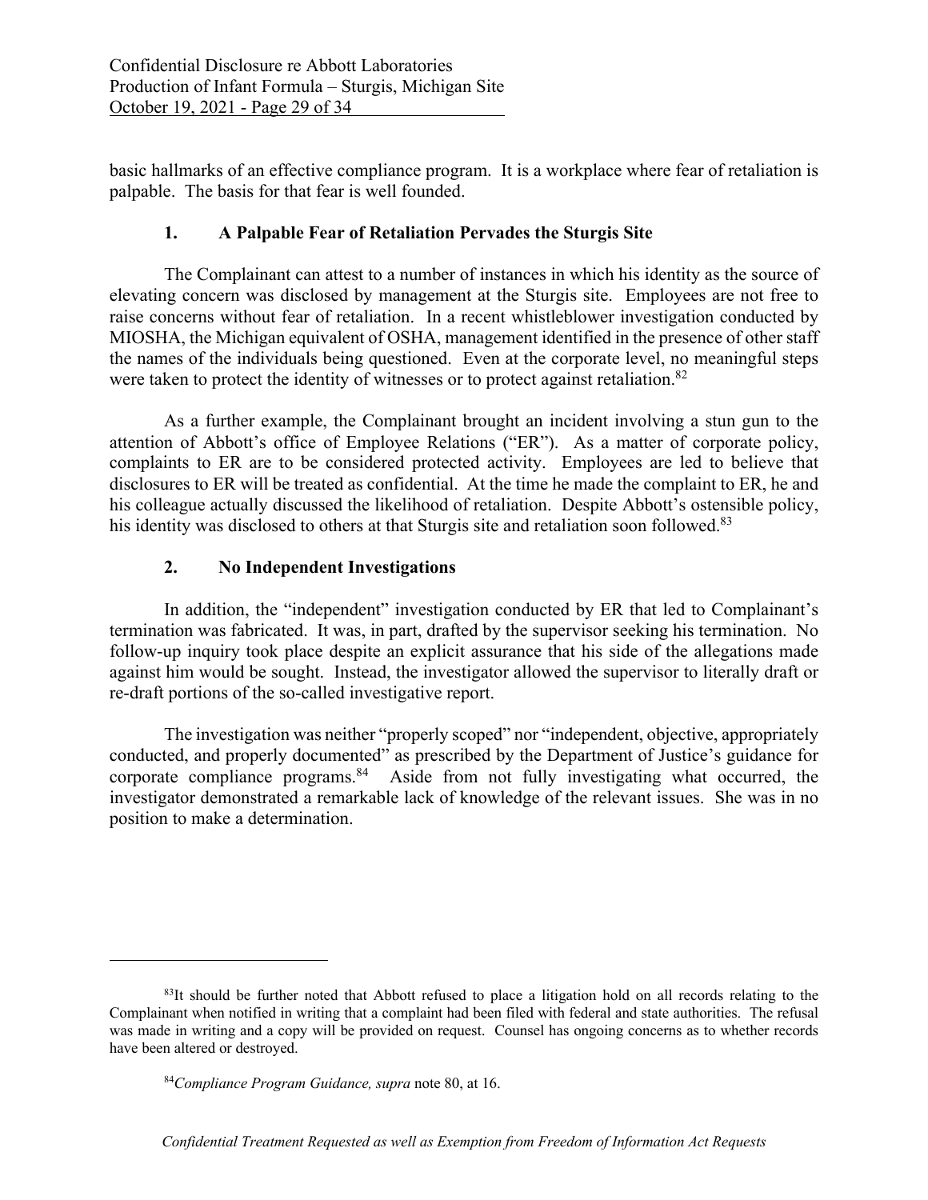basic hallmarks of an effective compliance program. It is a workplace where fear of retaliation is palpable. The basis for that fear is well founded.

### 1. A Palpable Fear of Retaliation Pervades the Sturgis Site

The Complainant can attest to a number of instances in which his identity as the source of elevating concern was disclosed by management at the Sturgis site. Employees are not free to raise concerns without fear of retaliation. In a recent whistleblower investigation conducted by MIOSHA, the Michigan equivalent of OSHA, management identified in the presence of other staff the names of the individuals being questioned. Even at the corporate level, no meaningful steps were taken to protect the identity of witnesses or to protect against retaliation.[82]

As a further example, the Complainant brought an incident involving a stun gun to the attention of Abbott's office of Employee Relations ("ER"). As a matter of corporate policy, complaints to ER are to be considered protected activity. Employees are led to believe that disclosures to ER will be treated as confidential. At the time he made the complaint to ER, he and his colleague actually discussed the likelihood of retaliation. Despite Abbott's ostensible policy, his identity was disclosed to others at that Sturgis site and retaliation soon followed.[83]

### 2. No Independent Investigations

In addition, the "independent" investigation conducted by ER that led to Complainant's termination was fabricated. It was, in part, drafted by the supervisor seeking his termination. No follow-up inquiry took place despite an explicit assurance that his side of the allegations made against him would be sought. Instead, the investigator allowed the supervisor to literally draft or re-draft portions of the so-called investigative report.

The investigation was neither "properly scoped" nor "independent, objective, appropriately conducted, and properly documented" as prescribed by the Department of Justice's guidance for corporate compliance programs.[84] Aside from not fully investigating what occurred, the investigator demonstrated a remarkable lack of knowledge of the relevant issues. She was in no position to make a determination.

---

[83]It should be further noted that Abbott refused to place a litigation hold on all records relating to the Complainant when notified in writing that a complaint had been filed with federal and state authorities. The refusal was made in writing and a copy will be provided on request. Counsel has ongoing concerns as to whether records have been altered or destroyed.

[84]*Compliance Program Guidance, supra* note 80, at 16.

*Confidential Treatment Requested as well as Exemption from Freedom of Information Act Requests*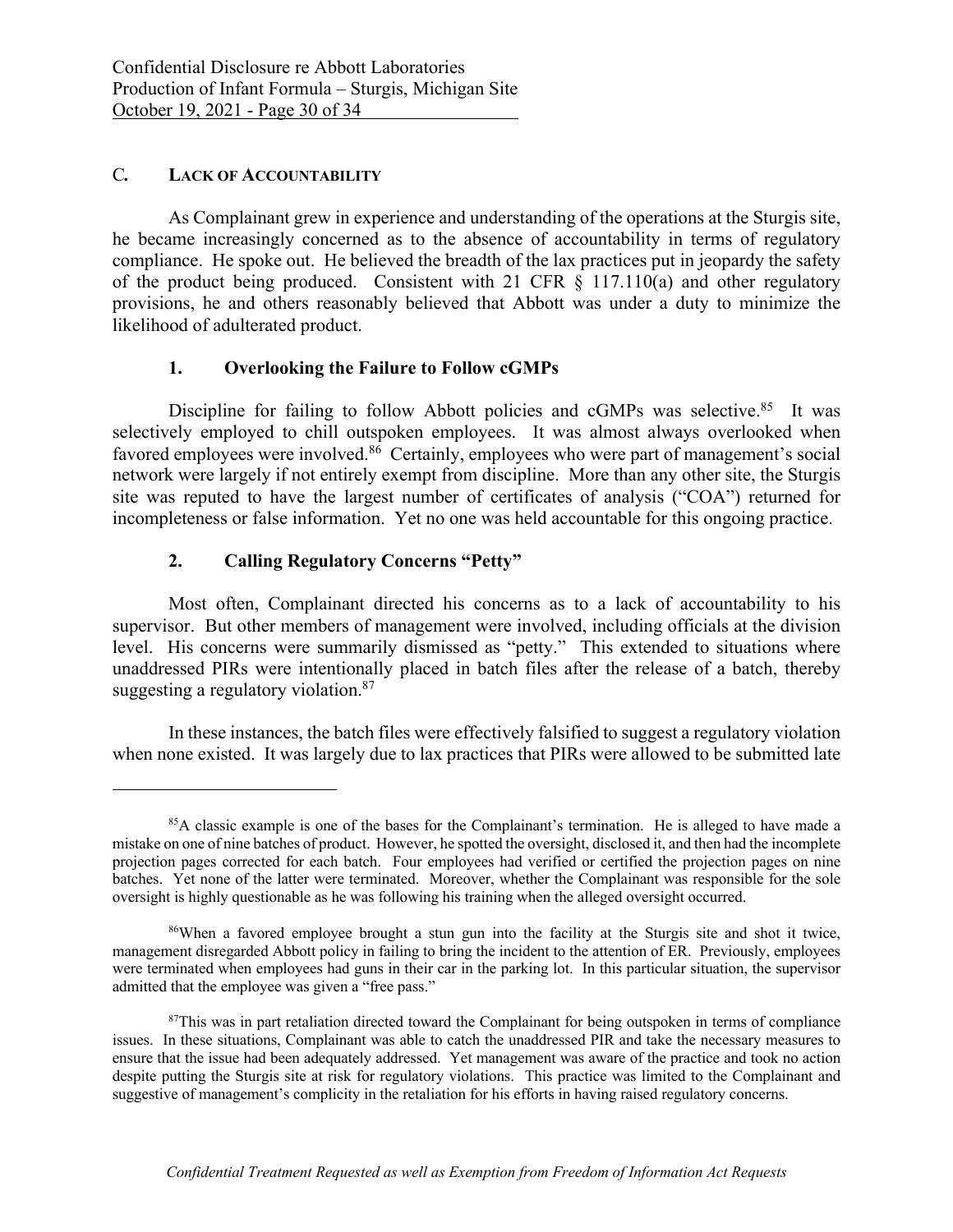## C. LACK OF ACCOUNTABILITY

As Complainant grew in experience and understanding of the operations at the Sturgis site, he became increasingly concerned as to the absence of accountability in terms of regulatory compliance. He spoke out. He believed the breadth of the lax practices put in jeopardy the safety of the product being produced. Consistent with 21 CFR § 117.110(a) and other regulatory provisions, he and others reasonably believed that Abbott was under a duty to minimize the likelihood of adulterated product.

### 1. Overlooking the Failure to Follow cGMPs

Discipline for failing to follow Abbott policies and cGMPs was selective.[85] It was selectively employed to chill outspoken employees. It was almost always overlooked when favored employees were involved.[86] Certainly, employees who were part of management's social network were largely if not entirely exempt from discipline. More than any other site, the Sturgis site was reputed to have the largest number of certificates of analysis ("COA") returned for incompleteness or false information. Yet no one was held accountable for this ongoing practice.

### 2. Calling Regulatory Concerns "Petty"

Most often, Complainant directed his concerns as to a lack of accountability to his supervisor. But other members of management were involved, including officials at the division level. His concerns were summarily dismissed as "petty." This extended to situations where unaddressed PIRs were intentionally placed in batch files after the release of a batch, thereby suggesting a regulatory violation.[87]

In these instances, the batch files were effectively falsified to suggest a regulatory violation when none existed. It was largely due to lax practices that PIRs were allowed to be submitted late

---

[85] A classic example is one of the bases for the Complainant's termination. He is alleged to have made a mistake on one of nine batches of product. However, he spotted the oversight, disclosed it, and then had the incomplete projection pages corrected for each batch. Four employees had verified or certified the projection pages on nine batches. Yet none of the latter were terminated. Moreover, whether the Complainant was responsible for the sole oversight is highly questionable as he was following his training when the alleged oversight occurred.

[86] When a favored employee brought a stun gun into the facility at the Sturgis site and shot it twice, management disregarded Abbott policy in failing to bring the incident to the attention of ER. Previously, employees were terminated when employees had guns in their car in the parking lot. In this particular situation, the supervisor admitted that the employee was given a "free pass."

[87] This was in part retaliation directed toward the Complainant for being outspoken in terms of compliance issues. In these situations, Complainant was able to catch the unaddressed PIR and take the necessary measures to ensure that the issue had been adequately addressed. Yet management was aware of the practice and took no action despite putting the Sturgis site at risk for regulatory violations. This practice was limited to the Complainant and suggestive of management's complicity in the retaliation for his efforts in having raised regulatory concerns.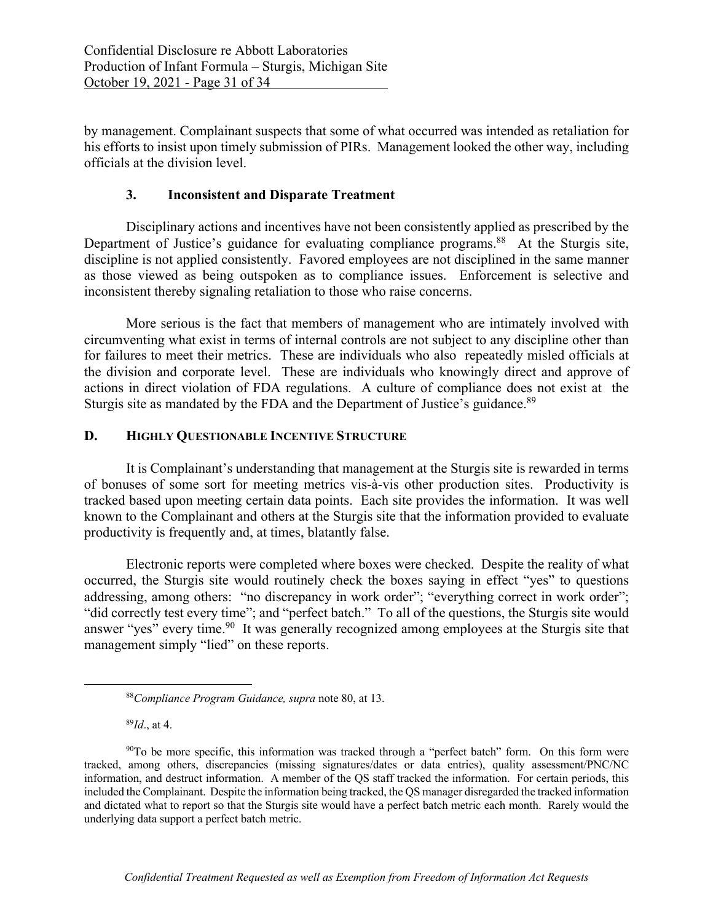by management. Complainant suspects that some of what occurred was intended as retaliation for his efforts to insist upon timely submission of PIRs. Management looked the other way, including officials at the division level.

### 3. Inconsistent and Disparate Treatment

Disciplinary actions and incentives have not been consistently applied as prescribed by the Department of Justice's guidance for evaluating compliance programs.[88] At the Sturgis site, discipline is not applied consistently. Favored employees are not disciplined in the same manner as those viewed as being outspoken as to compliance issues. Enforcement is selective and inconsistent thereby signaling retaliation to those who raise concerns.

More serious is the fact that members of management who are intimately involved with circumventing what exist in terms of internal controls are not subject to any discipline other than for failures to meet their metrics. These are individuals who also repeatedly misled officials at the division and corporate level. These are individuals who knowingly direct and approve of actions in direct violation of FDA regulations. A culture of compliance does not exist at the Sturgis site as mandated by the FDA and the Department of Justice's guidance.[89]

## D. Highly Questionable Incentive Structure

It is Complainant's understanding that management at the Sturgis site is rewarded in terms of bonuses of some sort for meeting metrics vis-à-vis other production sites. Productivity is tracked based upon meeting certain data points. Each site provides the information. It was well known to the Complainant and others at the Sturgis site that the information provided to evaluate productivity is frequently and, at times, blatantly false.

Electronic reports were completed where boxes were checked. Despite the reality of what occurred, the Sturgis site would routinely check the boxes saying in effect "yes" to questions addressing, among others: "no discrepancy in work order"; "everything correct in work order"; "did correctly test every time"; and "perfect batch." To all of the questions, the Sturgis site would answer "yes" every time.[90] It was generally recognized among employees at the Sturgis site that management simply "lied" on these reports.

---

[88] *Compliance Program Guidance, supra* note 80, at 13.

[89] *Id*., at 4.

[90] To be more specific, this information was tracked through a "perfect batch" form. On this form were tracked, among others, discrepancies (missing signatures/dates or data entries), quality assessment/PNC/NC information, and destruct information. A member of the QS staff tracked the information. For certain periods, this included the Complainant. Despite the information being tracked, the QS manager disregarded the tracked information and dictated what to report so that the Sturgis site would have a perfect batch metric each month. Rarely would the underlying data support a perfect batch metric.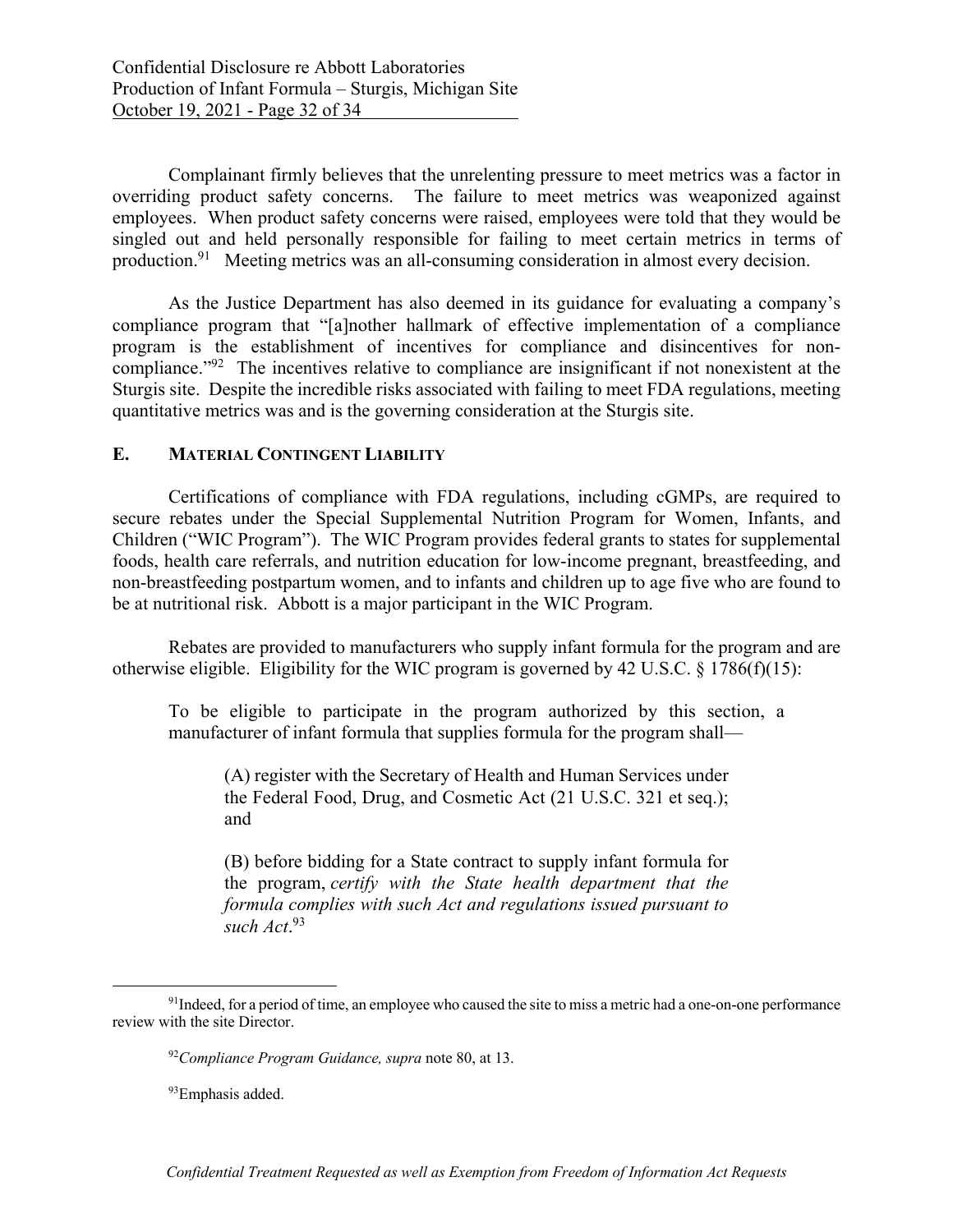Complainant firmly believes that the unrelenting pressure to meet metrics was a factor in overriding product safety concerns. The failure to meet metrics was weaponized against employees. When product safety concerns were raised, employees were told that they would be singled out and held personally responsible for failing to meet certain metrics in terms of production.[91] Meeting metrics was an all-consuming consideration in almost every decision.

As the Justice Department has also deemed in its guidance for evaluating a company's compliance program that "[a]nother hallmark of effective implementation of a compliance program is the establishment of incentives for compliance and disincentives for non-compliance."[92] The incentives relative to compliance are insignificant if not nonexistent at the Sturgis site. Despite the incredible risks associated with failing to meet FDA regulations, meeting quantitative metrics was and is the governing consideration at the Sturgis site.

## E. Material Contingent Liability

Certifications of compliance with FDA regulations, including cGMPs, are required to secure rebates under the Special Supplemental Nutrition Program for Women, Infants, and Children ("WIC Program"). The WIC Program provides federal grants to states for supplemental foods, health care referrals, and nutrition education for low-income pregnant, breastfeeding, and non-breastfeeding postpartum women, and to infants and children up to age five who are found to be at nutritional risk. Abbott is a major participant in the WIC Program.

Rebates are provided to manufacturers who supply infant formula for the program and are otherwise eligible. Eligibility for the WIC program is governed by 42 U.S.C. § 1786(f)(15):

> To be eligible to participate in the program authorized by this section, a manufacturer of infant formula that supplies formula for the program shall—
>
> > (A) register with the Secretary of Health and Human Services under the Federal Food, Drug, and Cosmetic Act (21 U.S.C. 321 et seq.); and
> >
> > (B) before bidding for a State contract to supply infant formula for the program, *certify with the State health department that the formula complies with such Act and regulations issued pursuant to such Act*.[93]

---

[91] Indeed, for a period of time, an employee who caused the site to miss a metric had a one-on-one performance review with the site Director.

[92] *Compliance Program Guidance, supra* note 80, at 13.

[93] Emphasis added.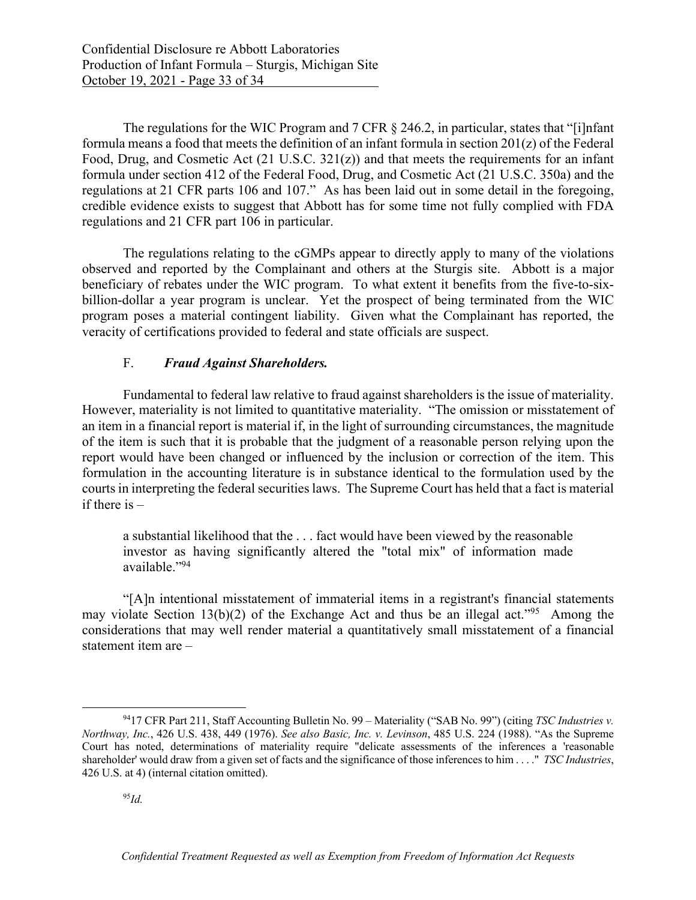The regulations for the WIC Program and 7 CFR § 246.2, in particular, states that "[i]nfant formula means a food that meets the definition of an infant formula in section 201(z) of the Federal Food, Drug, and Cosmetic Act (21 U.S.C. 321(z)) and that meets the requirements for an infant formula under section 412 of the Federal Food, Drug, and Cosmetic Act (21 U.S.C. 350a) and the regulations at 21 CFR parts 106 and 107." As has been laid out in some detail in the foregoing, credible evidence exists to suggest that Abbott has for some time not fully complied with FDA regulations and 21 CFR part 106 in particular.

The regulations relating to the cGMPs appear to directly apply to many of the violations observed and reported by the Complainant and others at the Sturgis site. Abbott is a major beneficiary of rebates under the WIC program. To what extent it benefits from the five-to-six-billion-dollar a year program is unclear. Yet the prospect of being terminated from the WIC program poses a material contingent liability. Given what the Complainant has reported, the veracity of certifications provided to federal and state officials are suspect.

### F. ***Fraud Against Shareholders.***

Fundamental to federal law relative to fraud against shareholders is the issue of materiality. However, materiality is not limited to quantitative materiality. "The omission or misstatement of an item in a financial report is material if, in the light of surrounding circumstances, the magnitude of the item is such that it is probable that the judgment of a reasonable person relying upon the report would have been changed or influenced by the inclusion or correction of the item. This formulation in the accounting literature is in substance identical to the formulation used by the courts in interpreting the federal securities laws. The Supreme Court has held that a fact is material if there is –

> a substantial likelihood that the . . . fact would have been viewed by the reasonable investor as having significantly altered the "total mix" of information made available."[94]

"[A]n intentional misstatement of immaterial items in a registrant's financial statements may violate Section 13(b)(2) of the Exchange Act and thus be an illegal act."[95] Among the considerations that may well render material a quantitatively small misstatement of a financial statement item are –

---

[94] 17 CFR Part 211, Staff Accounting Bulletin No. 99 – Materiality ("SAB No. 99") (citing *TSC Industries v. Northway, Inc.*, 426 U.S. 438, 449 (1976). *See also Basic, Inc. v. Levinson*, 485 U.S. 224 (1988). "As the Supreme Court has noted, determinations of materiality require "delicate assessments of the inferences a 'reasonable shareholder' would draw from a given set of facts and the significance of those inferences to him . . . ." *TSC Industries*, 426 U.S. at 4) (internal citation omitted).

[95] *Id.*

*Confidential Treatment Requested as well as Exemption from Freedom of Information Act Requests*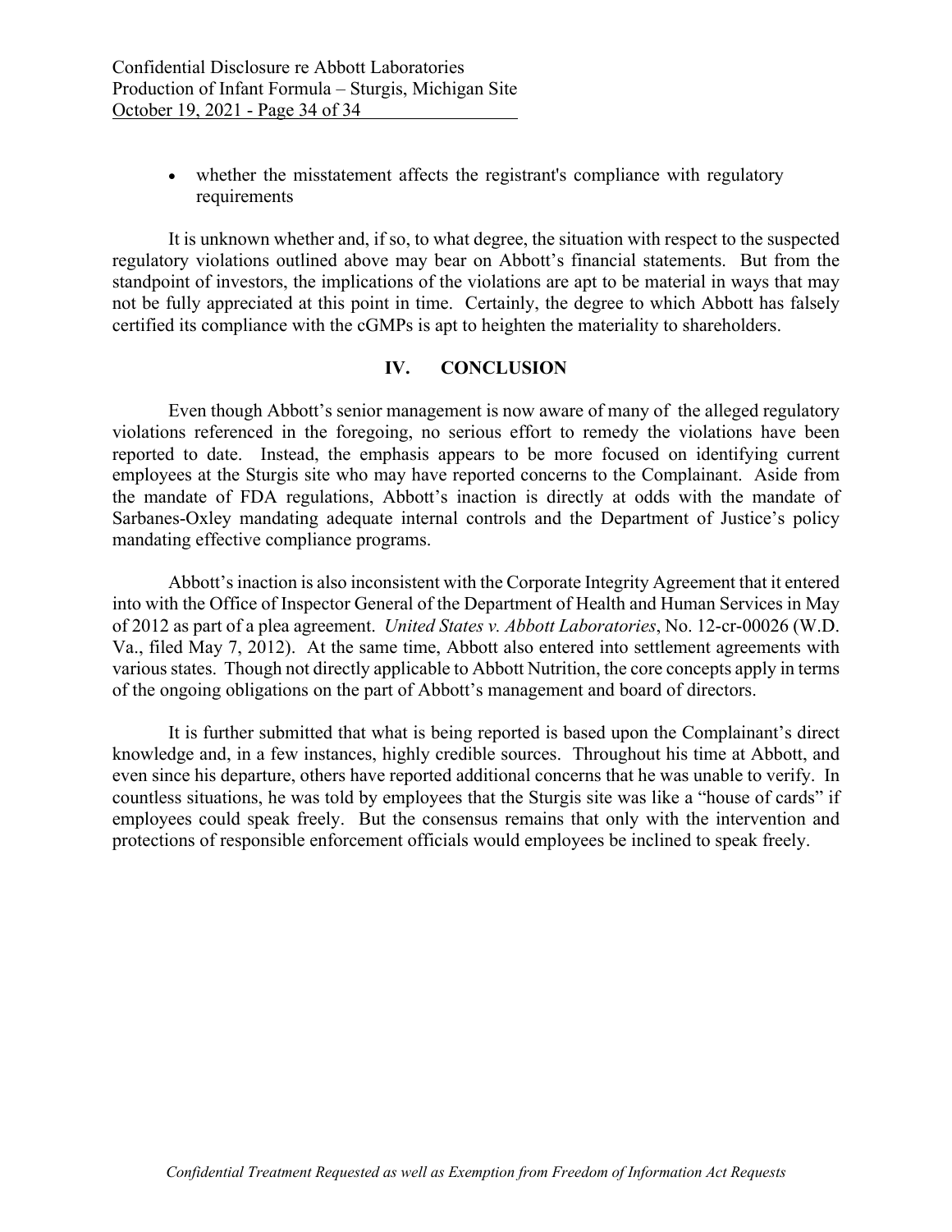- whether the misstatement affects the registrant's compliance with regulatory requirements

It is unknown whether and, if so, to what degree, the situation with respect to the suspected regulatory violations outlined above may bear on Abbott's financial statements. But from the standpoint of investors, the implications of the violations are apt to be material in ways that may not be fully appreciated at this point in time. Certainly, the degree to which Abbott has falsely certified its compliance with the cGMPs is apt to heighten the materiality to shareholders.

## IV. CONCLUSION

Even though Abbott's senior management is now aware of many of the alleged regulatory violations referenced in the foregoing, no serious effort to remedy the violations have been reported to date. Instead, the emphasis appears to be more focused on identifying current employees at the Sturgis site who may have reported concerns to the Complainant. Aside from the mandate of FDA regulations, Abbott's inaction is directly at odds with the mandate of Sarbanes-Oxley mandating adequate internal controls and the Department of Justice's policy mandating effective compliance programs.

Abbott's inaction is also inconsistent with the Corporate Integrity Agreement that it entered into with the Office of Inspector General of the Department of Health and Human Services in May of 2012 as part of a plea agreement. *United States v. Abbott Laboratories*, No. 12-cr-00026 (W.D. Va., filed May 7, 2012). At the same time, Abbott also entered into settlement agreements with various states. Though not directly applicable to Abbott Nutrition, the core concepts apply in terms of the ongoing obligations on the part of Abbott's management and board of directors.

It is further submitted that what is being reported is based upon the Complainant's direct knowledge and, in a few instances, highly credible sources. Throughout his time at Abbott, and even since his departure, others have reported additional concerns that he was unable to verify. In countless situations, he was told by employees that the Sturgis site was like a "house of cards" if employees could speak freely. But the consensus remains that only with the intervention and protections of responsible enforcement officials would employees be inclined to speak freely.